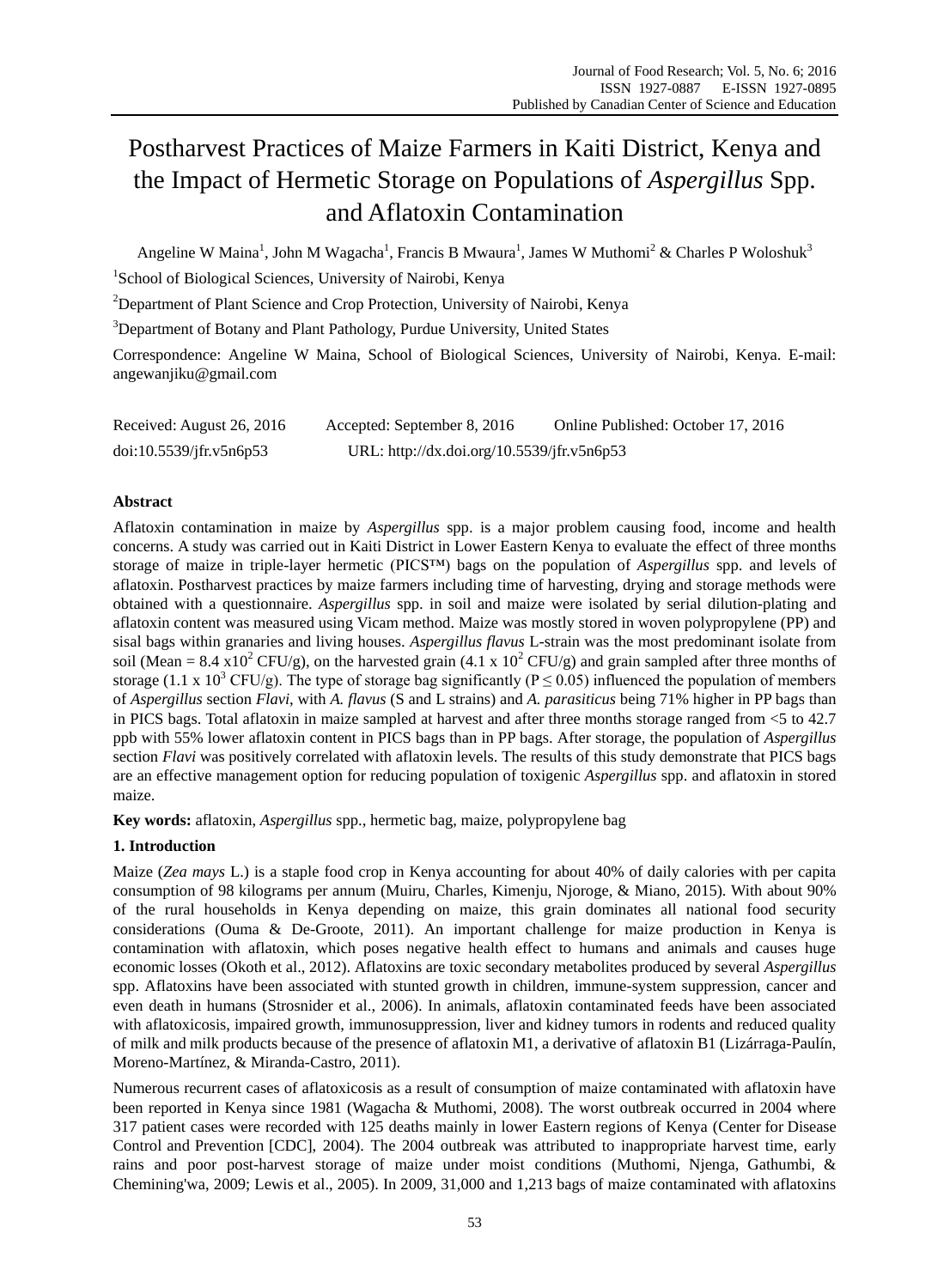# Postharvest Practices of Maize Farmers in Kaiti District, Kenya and the Impact of Hermetic Storage on Populations of *Aspergillus* Spp. and Aflatoxin Contamination

Angeline W Maina[1], John M Wagacha[1], Francis B Mwaura[1], James W Muthomi[2] & Charles P Woloshuk[3]

[1]School of Biological Sciences, University of Nairobi, Kenya

[2]Department of Plant Science and Crop Protection, University of Nairobi, Kenya

[3]Department of Botany and Plant Pathology, Purdue University, United States

Correspondence: Angeline W Maina, School of Biological Sciences, University of Nairobi, Kenya. E-mail: angewanjiku@gmail.com

Received: August 26, 2016 Accepted: September 8, 2016 Online Published: October 17, 2016

doi:10.5539/jfr.v5n6p53 URL: http://dx.doi.org/10.5539/jfr.v5n6p53

## Abstract

Aflatoxin contamination in maize by *Aspergillus* spp. is a major problem causing food, income and health concerns. A study was carried out in Kaiti District in Lower Eastern Kenya to evaluate the effect of three months storage of maize in triple-layer hermetic (PICS™) bags on the population of *Aspergillus* spp. and levels of aflatoxin. Postharvest practices by maize farmers including time of harvesting, drying and storage methods were obtained with a questionnaire. *Aspergillus* spp. in soil and maize were isolated by serial dilution-plating and aflatoxin content was measured using Vicam method. Maize was mostly stored in woven polypropylene (PP) and sisal bags within granaries and living houses. *Aspergillus flavus* L-strain was the most predominant isolate from soil (Mean = 8.4 $\times 10^2$ CFU/g), on the harvested grain (4.1 $\times 10^2$ CFU/g) and grain sampled after three months of storage (1.1 $\times 10^3$ CFU/g). The type of storage bag significantly ($P \leq 0.05$) influenced the population of members of *Aspergillus* section *Flavi*, with *A. flavus* (S and L strains) and *A. parasiticus* being 71% higher in PP bags than in PICS bags. Total aflatoxin in maize sampled at harvest and after three months storage ranged from <5 to 42.7 ppb with 55% lower aflatoxin content in PICS bags than in PP bags. After storage, the population of *Aspergillus* section *Flavi* was positively correlated with aflatoxin levels. The results of this study demonstrate that PICS bags are an effective management option for reducing population of toxigenic *Aspergillus* spp. and aflatoxin in stored maize.

**Key words:** aflatoxin, *Aspergillus* spp., hermetic bag, maize, polypropylene bag

## 1. Introduction

Maize (*Zea mays* L.) is a staple food crop in Kenya accounting for about 40% of daily calories with per capita consumption of 98 kilograms per annum (Muiru, Charles, Kimenju, Njoroge, & Miano, 2015). With about 90% of the rural households in Kenya depending on maize, this grain dominates all national food security considerations (Ouma & De-Groote, 2011). An important challenge for maize production in Kenya is contamination with aflatoxin, which poses negative health effect to humans and animals and causes huge economic losses (Okoth et al., 2012). Aflatoxins are toxic secondary metabolites produced by several *Aspergillus* spp. Aflatoxins have been associated with stunted growth in children, immune-system suppression, cancer and even death in humans (Strosnider et al., 2006). In animals, aflatoxin contaminated feeds have been associated with aflatoxicosis, impaired growth, immunosuppression, liver and kidney tumors in rodents and reduced quality of milk and milk products because of the presence of aflatoxin M1, a derivative of aflatoxin B1 (Lizárraga-Paulín, Moreno-Martínez, & Miranda-Castro, 2011).

Numerous recurrent cases of aflatoxicosis as a result of consumption of maize contaminated with aflatoxin have been reported in Kenya since 1981 (Wagacha & Muthomi, 2008). The worst outbreak occurred in 2004 where 317 patient cases were recorded with 125 deaths mainly in lower Eastern regions of Kenya (Center for Disease Control and Prevention [CDC], 2004). The 2004 outbreak was attributed to inappropriate harvest time, early rains and poor post-harvest storage of maize under moist conditions (Muthomi, Njenga, Gathumbi, & Chemining'wa, 2009; Lewis et al., 2005). In 2009, 31,000 and 1,213 bags of maize contaminated with aflatoxins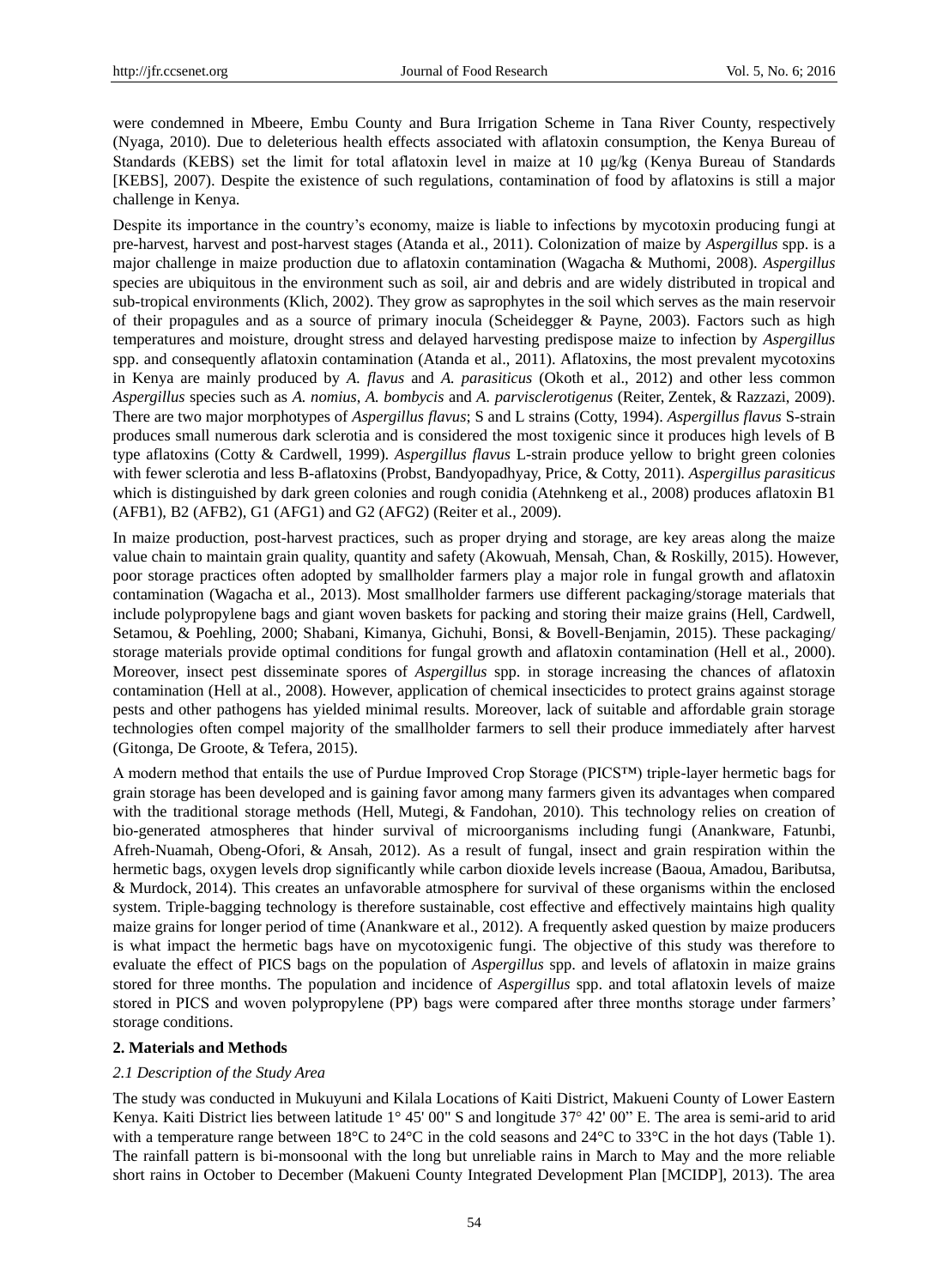were condemned in Mbeere, Embu County and Bura Irrigation Scheme in Tana River County, respectively (Nyaga, 2010). Due to deleterious health effects associated with aflatoxin consumption, the Kenya Bureau of Standards (KEBS) set the limit for total aflatoxin level in maize at 10 μg/kg (Kenya Bureau of Standards [KEBS], 2007). Despite the existence of such regulations, contamination of food by aflatoxins is still a major challenge in Kenya.

Despite its importance in the country's economy, maize is liable to infections by mycotoxin producing fungi at pre-harvest, harvest and post-harvest stages (Atanda et al., 2011). Colonization of maize by *Aspergillus* spp. is a major challenge in maize production due to aflatoxin contamination (Wagacha & Muthomi, 2008). *Aspergillus* species are ubiquitous in the environment such as soil, air and debris and are widely distributed in tropical and sub-tropical environments (Klich, 2002). They grow as saprophytes in the soil which serves as the main reservoir of their propagules and as a source of primary inocula (Scheidegger & Payne, 2003). Factors such as high temperatures and moisture, drought stress and delayed harvesting predispose maize to infection by *Aspergillus* spp. and consequently aflatoxin contamination (Atanda et al., 2011). Aflatoxins, the most prevalent mycotoxins in Kenya are mainly produced by *A. flavus* and *A. parasiticus* (Okoth et al., 2012) and other less common *Aspergillus* species such as *A. nomius*, *A. bombycis* and *A. parvisclerotigenus* (Reiter, Zentek, & Razzazi, 2009). There are two major morphotypes of *Aspergillus flavus*; S and L strains (Cotty, 1994). *Aspergillus flavus* S-strain produces small numerous dark sclerotia and is considered the most toxigenic since it produces high levels of B type aflatoxins (Cotty & Cardwell, 1999). *Aspergillus flavus* L-strain produce yellow to bright green colonies with fewer sclerotia and less B-aflatoxins (Probst, Bandyopadhyay, Price, & Cotty, 2011). *Aspergillus parasiticus* which is distinguished by dark green colonies and rough conidia (Atehnkeng et al., 2008) produces aflatoxin B1 (AFB1), B2 (AFB2), G1 (AFG1) and G2 (AFG2) (Reiter et al., 2009).

In maize production, post-harvest practices, such as proper drying and storage, are key areas along the maize value chain to maintain grain quality, quantity and safety (Akowuah, Mensah, Chan, & Roskilly, 2015). However, poor storage practices often adopted by smallholder farmers play a major role in fungal growth and aflatoxin contamination (Wagacha et al., 2013). Most smallholder farmers use different packaging/storage materials that include polypropylene bags and giant woven baskets for packing and storing their maize grains (Hell, Cardwell, Setamou, & Poehling, 2000; Shabani, Kimanya, Gichuhi, Bonsi, & Bovell-Benjamin, 2015). These packaging/ storage materials provide optimal conditions for fungal growth and aflatoxin contamination (Hell et al., 2000). Moreover, insect pest disseminate spores of *Aspergillus* spp. in storage increasing the chances of aflatoxin contamination (Hell at al., 2008). However, application of chemical insecticides to protect grains against storage pests and other pathogens has yielded minimal results. Moreover, lack of suitable and affordable grain storage technologies often compel majority of the smallholder farmers to sell their produce immediately after harvest (Gitonga, De Groote, & Tefera, 2015).

A modern method that entails the use of Purdue Improved Crop Storage (PICS™) triple-layer hermetic bags for grain storage has been developed and is gaining favor among many farmers given its advantages when compared with the traditional storage methods (Hell, Mutegi, & Fandohan, 2010). This technology relies on creation of bio-generated atmospheres that hinder survival of microorganisms including fungi (Anankware, Fatunbi, Afreh-Nuamah, Obeng-Ofori, & Ansah, 2012). As a result of fungal, insect and grain respiration within the hermetic bags, oxygen levels drop significantly while carbon dioxide levels increase (Baoua, Amadou, Baributsa, & Murdock, 2014). This creates an unfavorable atmosphere for survival of these organisms within the enclosed system. Triple-bagging technology is therefore sustainable, cost effective and effectively maintains high quality maize grains for longer period of time (Anankware et al., 2012). A frequently asked question by maize producers is what impact the hermetic bags have on mycotoxigenic fungi. The objective of this study was therefore to evaluate the effect of PICS bags on the population of *Aspergillus* spp. and levels of aflatoxin in maize grains stored for three months. The population and incidence of *Aspergillus* spp. and total aflatoxin levels of maize stored in PICS and woven polypropylene (PP) bags were compared after three months storage under farmers' storage conditions.

## 2. Materials and Methods

### *2.1 Description of the Study Area*

The study was conducted in Mukuyuni and Kilala Locations of Kaiti District, Makueni County of Lower Eastern Kenya. Kaiti District lies between latitude 1° 45' 00" S and longitude 37° 42' 00" E. The area is semi-arid to arid with a temperature range between 18°C to 24°C in the cold seasons and 24°C to 33°C in the hot days (Table 1). The rainfall pattern is bi-monsoonal with the long but unreliable rains in March to May and the more reliable short rains in October to December (Makueni County Integrated Development Plan [MCIDP], 2013). The area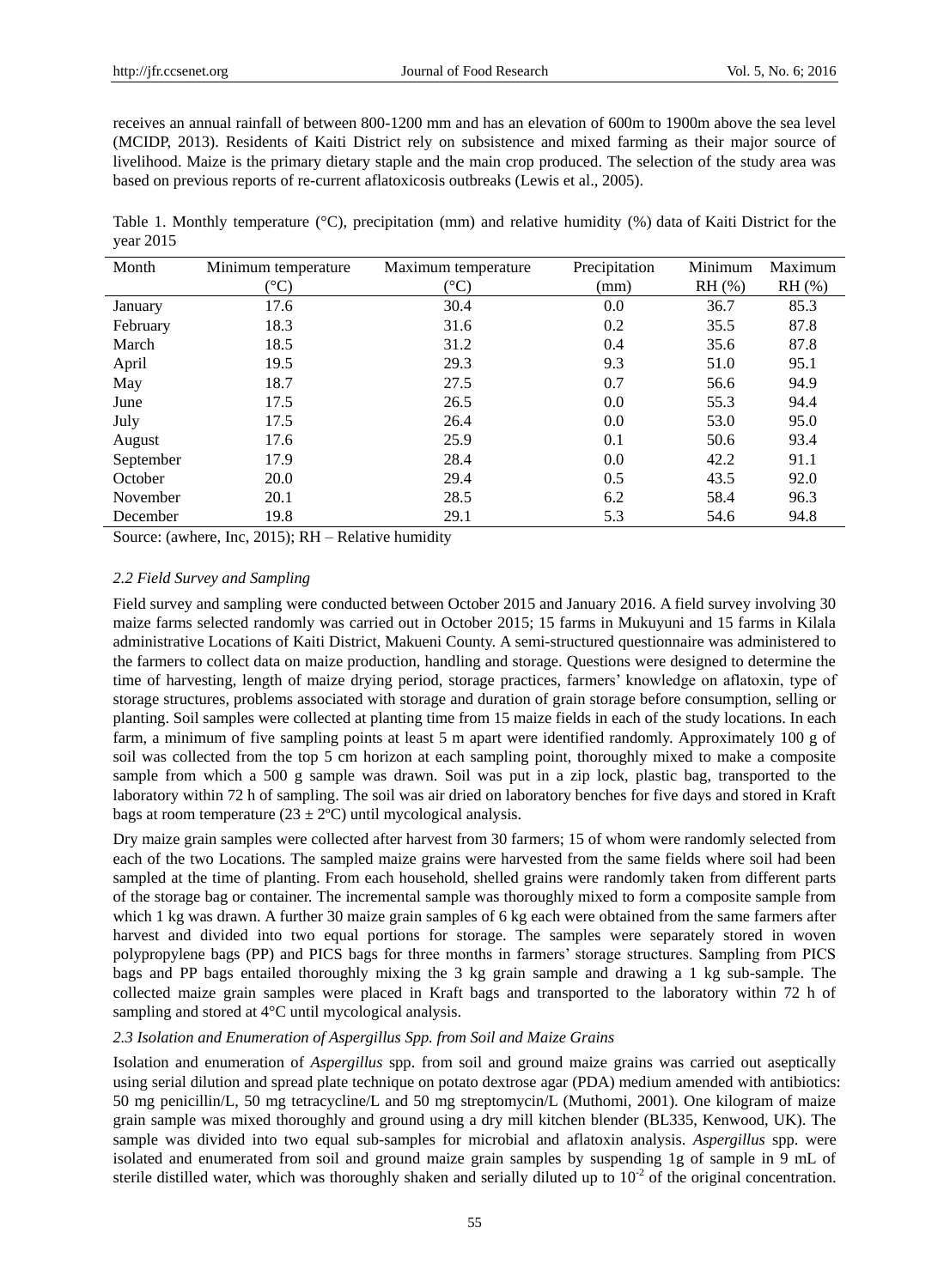receives an annual rainfall of between 800-1200 mm and has an elevation of 600m to 1900m above the sea level (MCIDP, 2013). Residents of Kaiti District rely on subsistence and mixed farming as their major source of livelihood. Maize is the primary dietary staple and the main crop produced. The selection of the study area was based on previous reports of re-current aflatoxicosis outbreaks (Lewis et al., 2005).

Table 1. Monthly temperature (°C), precipitation (mm) and relative humidity (%) data of Kaiti District for the year 2015

| Month | Minimum temperature (°C) | Maximum temperature (°C) | Precipitation (mm) | Minimum RH (%) | Maximum RH (%) |
|---|---|---|---|---|---|
| January | 17.6 | 30.4 | 0.0 | 36.7 | 85.3 |
| February | 18.3 | 31.6 | 0.2 | 35.5 | 87.8 |
| March | 18.5 | 31.2 | 0.4 | 35.6 | 87.8 |
| April | 19.5 | 29.3 | 9.3 | 51.0 | 95.1 |
| May | 18.7 | 27.5 | 0.7 | 56.6 | 94.9 |
| June | 17.5 | 26.5 | 0.0 | 55.3 | 94.4 |
| July | 17.5 | 26.4 | 0.0 | 53.0 | 95.0 |
| August | 17.6 | 25.9 | 0.1 | 50.6 | 93.4 |
| September | 17.9 | 28.4 | 0.0 | 42.2 | 91.1 |
| October | 20.0 | 29.4 | 0.5 | 43.5 | 92.0 |
| November | 20.1 | 28.5 | 6.2 | 58.4 | 96.3 |
| December | 19.8 | 29.1 | 5.3 | 54.6 | 94.8 |

Source: (awhere, Inc, 2015); RH – Relative humidity

### *2.2 Field Survey and Sampling*

Field survey and sampling were conducted between October 2015 and January 2016. A field survey involving 30 maize farms selected randomly was carried out in October 2015; 15 farms in Mukuyuni and 15 farms in Kilala administrative Locations of Kaiti District, Makueni County. A semi-structured questionnaire was administered to the farmers to collect data on maize production, handling and storage. Questions were designed to determine the time of harvesting, length of maize drying period, storage practices, farmers' knowledge on aflatoxin, type of storage structures, problems associated with storage and duration of grain storage before consumption, selling or planting. Soil samples were collected at planting time from 15 maize fields in each of the study locations. In each farm, a minimum of five sampling points at least 5 m apart were identified randomly. Approximately 100 g of soil was collected from the top 5 cm horizon at each sampling point, thoroughly mixed to make a composite sample from which a 500 g sample was drawn. Soil was put in a zip lock, plastic bag, transported to the laboratory within 72 h of sampling. The soil was air dried on laboratory benches for five days and stored in Kraft bags at room temperature (23 ± 2ºC) until mycological analysis.

Dry maize grain samples were collected after harvest from 30 farmers; 15 of whom were randomly selected from each of the two Locations. The sampled maize grains were harvested from the same fields where soil had been sampled at the time of planting. From each household, shelled grains were randomly taken from different parts of the storage bag or container. The incremental sample was thoroughly mixed to form a composite sample from which 1 kg was drawn. A further 30 maize grain samples of 6 kg each were obtained from the same farmers after harvest and divided into two equal portions for storage. The samples were separately stored in woven polypropylene bags (PP) and PICS bags for three months in farmers' storage structures. Sampling from PICS bags and PP bags entailed thoroughly mixing the 3 kg grain sample and drawing a 1 kg sub-sample. The collected maize grain samples were placed in Kraft bags and transported to the laboratory within 72 h of sampling and stored at 4°C until mycological analysis.

### *2.3 Isolation and Enumeration of Aspergillus Spp. from Soil and Maize Grains*

Isolation and enumeration of *Aspergillus* spp. from soil and ground maize grains was carried out aseptically using serial dilution and spread plate technique on potato dextrose agar (PDA) medium amended with antibiotics: 50 mg penicillin/L, 50 mg tetracycline/L and 50 mg streptomycin/L (Muthomi, 2001). One kilogram of maize grain sample was mixed thoroughly and ground using a dry mill kitchen blender (BL335, Kenwood, UK). The sample was divided into two equal sub-samples for microbial and aflatoxin analysis. *Aspergillus* spp. were isolated and enumerated from soil and ground maize grain samples by suspending 1g of sample in 9 mL of sterile distilled water, which was thoroughly shaken and serially diluted up to $10^{-2}$ of the original concentration.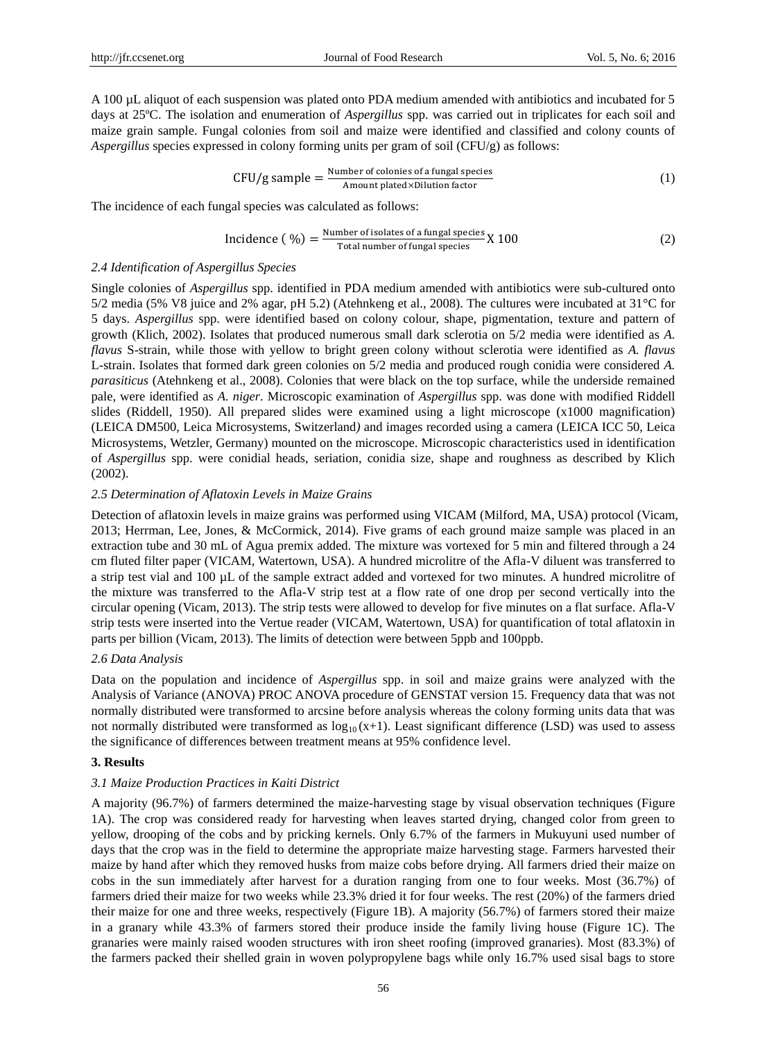A 100 µL aliquot of each suspension was plated onto PDA medium amended with antibiotics and incubated for 5 days at 25ºC. The isolation and enumeration of *Aspergillus* spp. was carried out in triplicates for each soil and maize grain sample. Fungal colonies from soil and maize were identified and classified and colony counts of *Aspergillus* species expressed in colony forming units per gram of soil (CFU/g) as follows:

$$\text{CFU/g sample} = \frac{\text{Number of colonies of a fungal species}}{\text{Amount plated} \times \text{Dilution factor}} \tag{1}$$

The incidence of each fungal species was calculated as follows:

$$\text{Incidence (\%)} = \frac{\text{Number of isolates of a fungal species}}{\text{Total number of fungal species}} \text{X } 100 \tag{2}$$

### 2.4 Identification of Aspergillus Species

Single colonies of *Aspergillus* spp. identified in PDA medium amended with antibiotics were sub-cultured onto 5/2 media (5% V8 juice and 2% agar, pH 5.2) (Atehnkeng et al., 2008). The cultures were incubated at 31°C for 5 days. *Aspergillus* spp. were identified based on colony colour, shape, pigmentation, texture and pattern of growth (Klich, 2002). Isolates that produced numerous small dark sclerotia on 5/2 media were identified as *A. flavus* S-strain, while those with yellow to bright green colony without sclerotia were identified as *A. flavus* L-strain. Isolates that formed dark green colonies on 5/2 media and produced rough conidia were considered *A. parasiticus* (Atehnkeng et al., 2008). Colonies that were black on the top surface, while the underside remained pale, were identified as *A. niger*. Microscopic examination of *Aspergillus* spp. was done with modified Riddell slides (Riddell, 1950). All prepared slides were examined using a light microscope (x1000 magnification) (LEICA DM500, Leica Microsystems, Switzerland*)* and images recorded using a camera (LEICA ICC 50, Leica Microsystems, Wetzler, Germany) mounted on the microscope. Microscopic characteristics used in identification of *Aspergillus* spp. were conidial heads, seriation, conidia size, shape and roughness as described by Klich (2002).

### 2.5 Determination of Aflatoxin Levels in Maize Grains

Detection of aflatoxin levels in maize grains was performed using VICAM (Milford, MA, USA) protocol (Vicam, 2013; Herrman, Lee, Jones, & McCormick, 2014). Five grams of each ground maize sample was placed in an extraction tube and 30 mL of Agua premix added. The mixture was vortexed for 5 min and filtered through a 24 cm fluted filter paper (VICAM, Watertown, USA). A hundred microlitre of the Afla-V diluent was transferred to a strip test vial and 100 µL of the sample extract added and vortexed for two minutes. A hundred microlitre of the mixture was transferred to the Afla-V strip test at a flow rate of one drop per second vertically into the circular opening (Vicam, 2013). The strip tests were allowed to develop for five minutes on a flat surface. Afla-V strip tests were inserted into the Vertue reader (VICAM, Watertown, USA) for quantification of total aflatoxin in parts per billion (Vicam, 2013). The limits of detection were between 5ppb and 100ppb.

### 2.6 Data Analysis

Data on the population and incidence of *Aspergillus* spp. in soil and maize grains were analyzed with the Analysis of Variance (ANOVA) PROC ANOVA procedure of GENSTAT version 15. Frequency data that was not normally distributed were transformed to arcsine before analysis whereas the colony forming units data that was not normally distributed were transformed as $\log_{10}(x+1)$. Least significant difference (LSD) was used to assess the significance of differences between treatment means at 95% confidence level.

## 3. Results

### 3.1 Maize Production Practices in Kaiti District

A majority (96.7%) of farmers determined the maize-harvesting stage by visual observation techniques (Figure 1A). The crop was considered ready for harvesting when leaves started drying, changed color from green to yellow, drooping of the cobs and by pricking kernels. Only 6.7% of the farmers in Mukuyuni used number of days that the crop was in the field to determine the appropriate maize harvesting stage. Farmers harvested their maize by hand after which they removed husks from maize cobs before drying. All farmers dried their maize on cobs in the sun immediately after harvest for a duration ranging from one to four weeks. Most (36.7%) of farmers dried their maize for two weeks while 23.3% dried it for four weeks. The rest (20%) of the farmers dried their maize for one and three weeks, respectively (Figure 1B). A majority (56.7%) of farmers stored their maize in a granary while 43.3% of farmers stored their produce inside the family living house (Figure 1C). The granaries were mainly raised wooden structures with iron sheet roofing (improved granaries). Most (83.3%) of the farmers packed their shelled grain in woven polypropylene bags while only 16.7% used sisal bags to store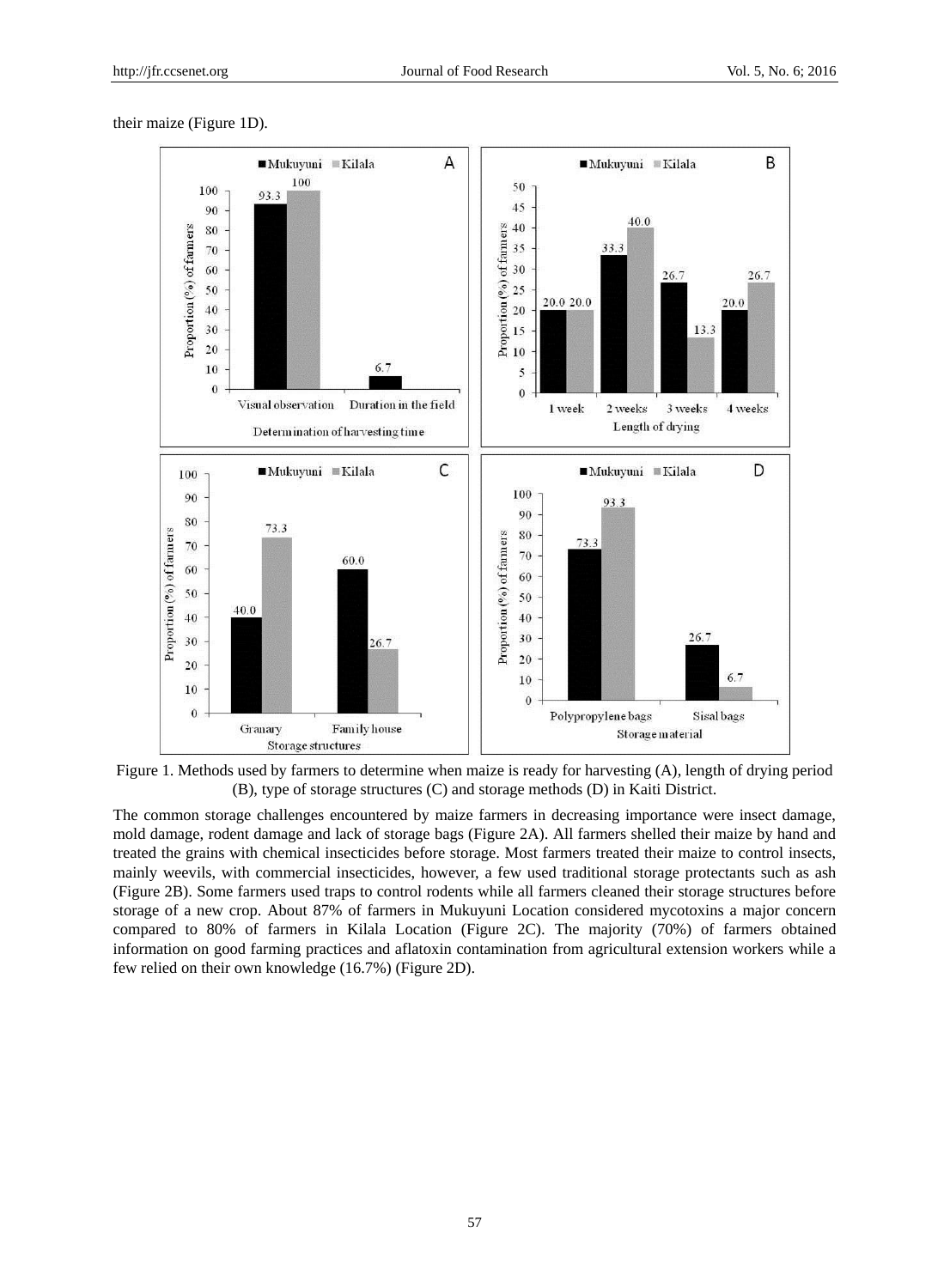their maize (Figure 1D).

A
■ Mukuyuni ■ Kilala
Proportion (%) of farmers
0 10 20 30 40 50 60 70 80 90 100
93.3
100
6.7
Visual observation
Duration in the field
Determination of harvesting time

B
■ Mukuyuni ■ Kilala
Proportion (%) of farmers
0 5 10 15 20 25 30 35 40 45 50
20.0 20.0
33.3
40.0
26.7
13.3
20.0
26.7
1 week
2 weeks
3 weeks
4 weeks
Length of drying

C
■ Mukuyuni ■ Kilala
Proportion (%) of farmers
0 10 20 30 40 50 60 70 80 90 100
40.0
73.3
60.0
26.7
Granary
Family house
Storage structures

D
■ Mukuyuni ■ Kilala
Proportion (%) of farmers
0 10 20 30 40 50 60 70 80 90 100
73.3
93.3
26.7
6.7
Polypropylene bags
Sisal bags
Storage material

Figure 1. Methods used by farmers to determine when maize is ready for harvesting (A), length of drying period (B), type of storage structures (C) and storage methods (D) in Kaiti District.

The common storage challenges encountered by maize farmers in decreasing importance were insect damage, mold damage, rodent damage and lack of storage bags (Figure 2A). All farmers shelled their maize by hand and treated the grains with chemical insecticides before storage. Most farmers treated their maize to control insects, mainly weevils, with commercial insecticides, however, a few used traditional storage protectants such as ash (Figure 2B). Some farmers used traps to control rodents while all farmers cleaned their storage structures before storage of a new crop. About 87% of farmers in Mukuyuni Location considered mycotoxins a major concern compared to 80% of farmers in Kilala Location (Figure 2C). The majority (70%) of farmers obtained information on good farming practices and aflatoxin contamination from agricultural extension workers while a few relied on their own knowledge (16.7%) (Figure 2D).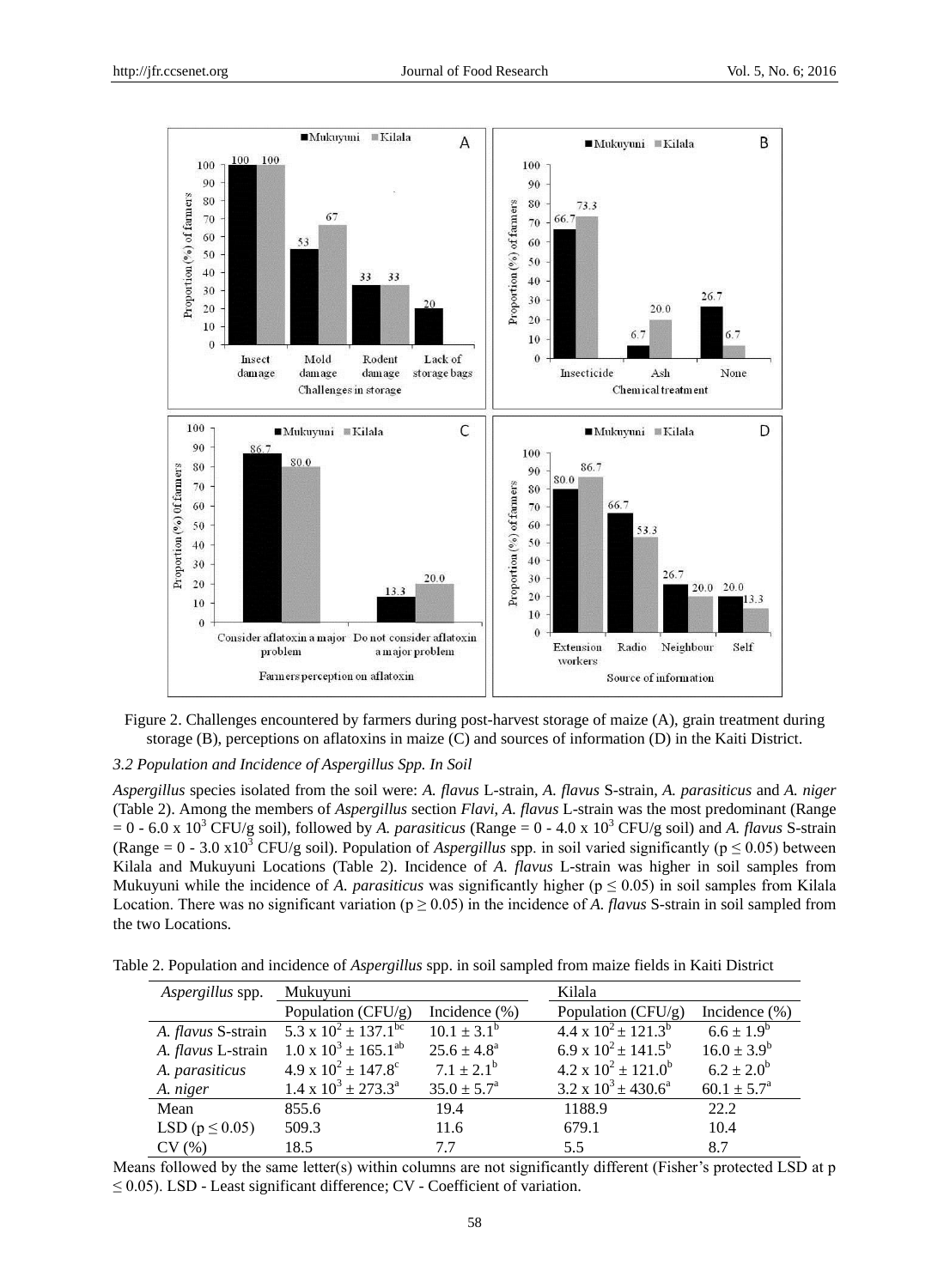■Mukuyuni ■Kilala A

100 100

53 67

33 33

20

Proportion (%) of farmers

Insect damage

Mold damage

Rodent damage

Lack of storage bags

Challenges in storage

■Mukuyuni ■Kilala B

66.7 73.3

6.7 20.0

26.7 6.7

Proportion (%) of farmers

Insecticide

Ash

None

Chemical treatment

■Mukuyuni ■Kilala C

86.7 80.0

13.3 20.0

Proportion (%) of farmers

Consider aflatoxin a major problem

Do not consider aflatoxin a major problem

Farmers perception on aflatoxin

■Mukuyuni ■Kilala D

80.0 86.7

66.7 53.3

26.7 20.0

20.0 13.3

Proportion (%) of farmers

Extension workers

Radio

Neighbour

Self

Source of information

Figure 2. Challenges encountered by farmers during post-harvest storage of maize (A), grain treatment during storage (B), perceptions on aflatoxins in maize (C) and sources of information (D) in the Kaiti District.

### *3.2 Population and Incidence of Aspergillus Spp. In Soil*

*Aspergillus* species isolated from the soil were: *A. flavus* L-strain, *A. flavus* S-strain, *A. parasiticus* and *A. niger* (Table 2). Among the members of *Aspergillus* section *Flavi*, *A. flavus* L-strain was the most predominant (Range = 0 - 6.0 x $10^3$ CFU/g soil), followed by *A. parasiticus* (Range = 0 - 4.0 x $10^3$ CFU/g soil) and *A. flavus* S-strain (Range = 0 - 3.0 x$10^3$ CFU/g soil). Population of *Aspergillus* spp. in soil varied significantly ($p \leq 0.05$) between Kilala and Mukuyuni Locations (Table 2). Incidence of *A. flavus* L-strain was higher in soil samples from Mukuyuni while the incidence of *A. parasiticus* was significantly higher ($p \leq 0.05$) in soil samples from Kilala Location. There was no significant variation ($p \geq 0.05$) in the incidence of *A. flavus* S-strain in soil sampled from the two Locations.

Table 2. Population and incidence of *Aspergillus* spp. in soil sampled from maize fields in Kaiti District

| *Aspergillus* spp. | Mukuyuni | | Kilala | |
|---|---|---|---|---|
| | Population (CFU/g) | Incidence (%) | Population (CFU/g) | Incidence (%) |
| *A. flavus* S-strain | 5.3 x $10^2$ ± $137.1^{bc}$ | 10.1 ± $3.1^{b}$ | 4.4 x $10^2$ ± $121.3^{b}$ | 6.6 ± $1.9^{b}$ |
| *A. flavus* L-strain | 1.0 x $10^3$ ± $165.1^{ab}$ | 25.6 ± $4.8^{a}$ | 6.9 x $10^2$ ± $141.5^{b}$ | 16.0 ± $3.9^{b}$ |
| *A. parasiticus* | 4.9 x $10^2$ ± $147.8^{c}$ | 7.1 ± $2.1^{b}$ | 4.2 x $10^2$ ± $121.0^{b}$ | 6.2 ± $2.0^{b}$ |
| *A. niger* | 1.4 x $10^3$ ± $273.3^{a}$ | 35.0 ± $5.7^{a}$ | 3.2 x $10^3$ ± $430.6^{a}$ | 60.1 ± $5.7^{a}$ |
| Mean | 855.6 | 19.4 | 1188.9 | 22.2 |
| LSD ($p \leq 0.05$) | 509.3 | 11.6 | 679.1 | 10.4 |
| CV (%) | 18.5 | 7.7 | 5.5 | 8.7 |

Means followed by the same letter(s) within columns are not significantly different (Fisher's protected LSD at $p \leq 0.05$). LSD - Least significant difference; CV - Coefficient of variation.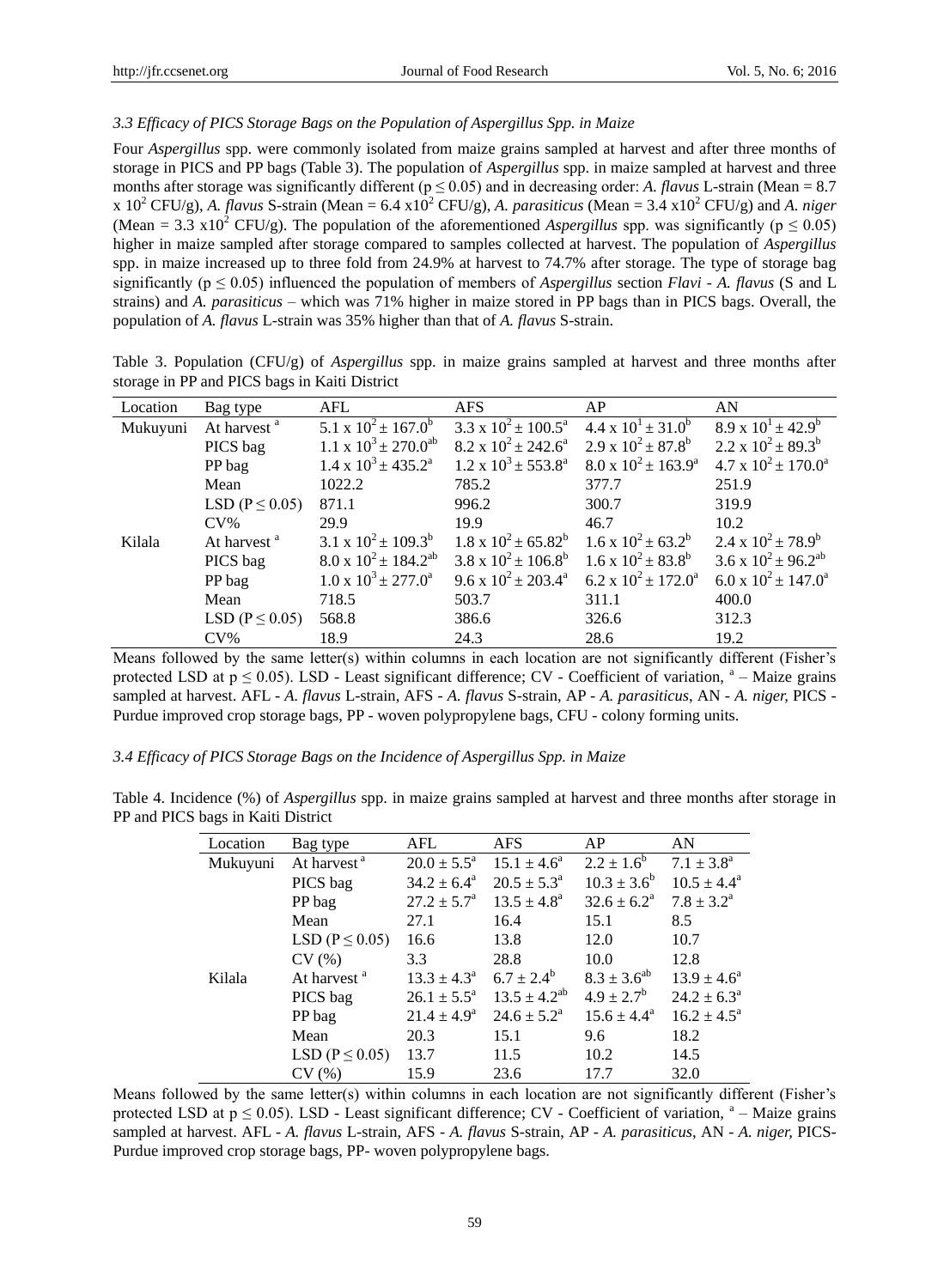### 3.3 Efficacy of PICS Storage Bags on the Population of Aspergillus Spp. in Maize

Four *Aspergillus* spp. were commonly isolated from maize grains sampled at harvest and after three months of storage in PICS and PP bags (Table 3). The population of *Aspergillus* spp. in maize sampled at harvest and three months after storage was significantly different ($p \leq 0.05$) and in decreasing order: *A. flavus* L-strain (Mean = 8.7 x $10^2$ CFU/g), *A. flavus* S-strain (Mean = 6.4 x$10^2$ CFU/g), *A. parasiticus* (Mean = 3.4 x$10^2$ CFU/g) and *A. niger* (Mean = 3.3 x$10^2$ CFU/g). The population of the aforementioned *Aspergillus* spp. was significantly ($p \leq 0.05$) higher in maize sampled after storage compared to samples collected at harvest. The population of *Aspergillus* spp. in maize increased up to three fold from 24.9% at harvest to 74.7% after storage. The type of storage bag significantly ($p \leq 0.05$) influenced the population of members of *Aspergillus* section *Flavi* - *A. flavus* (S and L strains) and *A. parasiticus* – which was 71% higher in maize stored in PP bags than in PICS bags. Overall, the population of *A. flavus* L-strain was 35% higher than that of *A. flavus* S-strain.

Table 3. Population (CFU/g) of *Aspergillus* spp. in maize grains sampled at harvest and three months after storage in PP and PICS bags in Kaiti District

| Location | Bag type | AFL | AFS | AP | AN |
|---|---|---|---|---|---|
| Mukuyuni | At harvest [a] | $5.1 \times 10^2 \pm 167.0^b$ | $3.3 \times 10^2 \pm 100.5^a$ | $4.4 \times 10^1 \pm 31.0^b$ | $8.9 \times 10^1 \pm 42.9^b$ |
| | PICS bag | $1.1 \times 10^3 \pm 270.0^{ab}$ | $8.2 \times 10^2 \pm 242.6^a$ | $2.9 \times 10^2 \pm 87.8^b$ | $2.2 \times 10^2 \pm 89.3^b$ |
| | PP bag | $1.4 \times 10^3 \pm 435.2^a$ | $1.2 \times 10^3 \pm 553.8^a$ | $8.0 \times 10^2 \pm 163.9^a$ | $4.7 \times 10^2 \pm 170.0^a$ |
| | Mean | 1022.2 | 785.2 | 377.7 | 251.9 |
| | LSD ($P \leq 0.05$) | 871.1 | 996.2 | 300.7 | 319.9 |
| | CV% | 29.9 | 19.9 | 46.7 | 10.2 |
| Kilala | At harvest [a] | $3.1 \times 10^2 \pm 109.3^b$ | $1.8 \times 10^2 \pm 65.82^b$ | $1.6 \times 10^2 \pm 63.2^b$ | $2.4 \times 10^2 \pm 78.9^b$ |
| | PICS bag | $8.0 \times 10^2 \pm 184.2^{ab}$ | $3.8 \times 10^2 \pm 106.8^b$ | $1.6 \times 10^2 \pm 83.8^b$ | $3.6 \times 10^2 \pm 96.2^{ab}$ |
| | PP bag | $1.0 \times 10^3 \pm 277.0^a$ | $9.6 \times 10^2 \pm 203.4^a$ | $6.2 \times 10^2 \pm 172.0^a$ | $6.0 \times 10^2 \pm 147.0^a$ |
| | Mean | 718.5 | 503.7 | 311.1 | 400.0 |
| | LSD ($P \leq 0.05$) | 568.8 | 386.6 | 326.6 | 312.3 |
| | CV% | 18.9 | 24.3 | 28.6 | 19.2 |

Means followed by the same letter(s) within columns in each location are not significantly different (Fisher's protected LSD at $p \leq 0.05$). LSD - Least significant difference; CV - Coefficient of variation, [a] – Maize grains sampled at harvest. AFL - *A. flavus* L-strain, AFS - *A. flavus* S-strain, AP - *A. parasiticus*, AN - *A. niger,* PICS - Purdue improved crop storage bags, PP - woven polypropylene bags, CFU - colony forming units.

### 3.4 Efficacy of PICS Storage Bags on the Incidence of Aspergillus Spp. in Maize

Table 4. Incidence (%) of *Aspergillus* spp. in maize grains sampled at harvest and three months after storage in PP and PICS bags in Kaiti District

| Location | Bag type | AFL | AFS | AP | AN |
|---|---|---|---|---|---|
| Mukuyuni | At harvest [a] | $20.0 \pm 5.5^a$ | $15.1 \pm 4.6^a$ | $2.2 \pm 1.6^b$ | $7.1 \pm 3.8^a$ |
| | PICS bag | $34.2 \pm 6.4^a$ | $20.5 \pm 5.3^a$ | $10.3 \pm 3.6^b$ | $10.5 \pm 4.4^a$ |
| | PP bag | $27.2 \pm 5.7^a$ | $13.5 \pm 4.8^a$ | $32.6 \pm 6.2^a$ | $7.8 \pm 3.2^a$ |
| | Mean | 27.1 | 16.4 | 15.1 | 8.5 |
| | LSD ($P \leq 0.05$) | 16.6 | 13.8 | 12.0 | 10.7 |
| | CV (%) | 3.3 | 28.8 | 10.0 | 12.8 |
| Kilala | At harvest [a] | $13.3 \pm 4.3^a$ | $6.7 \pm 2.4^b$ | $8.3 \pm 3.6^{ab}$ | $13.9 \pm 4.6^a$ |
| | PICS bag | $26.1 \pm 5.5^a$ | $13.5 \pm 4.2^{ab}$ | $4.9 \pm 2.7^b$ | $24.2 \pm 6.3^a$ |
| | PP bag | $21.4 \pm 4.9^a$ | $24.6 \pm 5.2^a$ | $15.6 \pm 4.4^a$ | $16.2 \pm 4.5^a$ |
| | Mean | 20.3 | 15.1 | 9.6 | 18.2 |
| | LSD ($P \leq 0.05$) | 13.7 | 11.5 | 10.2 | 14.5 |
| | CV (%) | 15.9 | 23.6 | 17.7 | 32.0 |

Means followed by the same letter(s) within columns in each location are not significantly different (Fisher's protected LSD at $p \leq 0.05$). LSD - Least significant difference; CV - Coefficient of variation, [a] – Maize grains sampled at harvest. AFL - *A. flavus* L-strain, AFS - *A. flavus* S-strain, AP - *A. parasiticus*, AN - *A. niger,* PICS- Purdue improved crop storage bags, PP- woven polypropylene bags.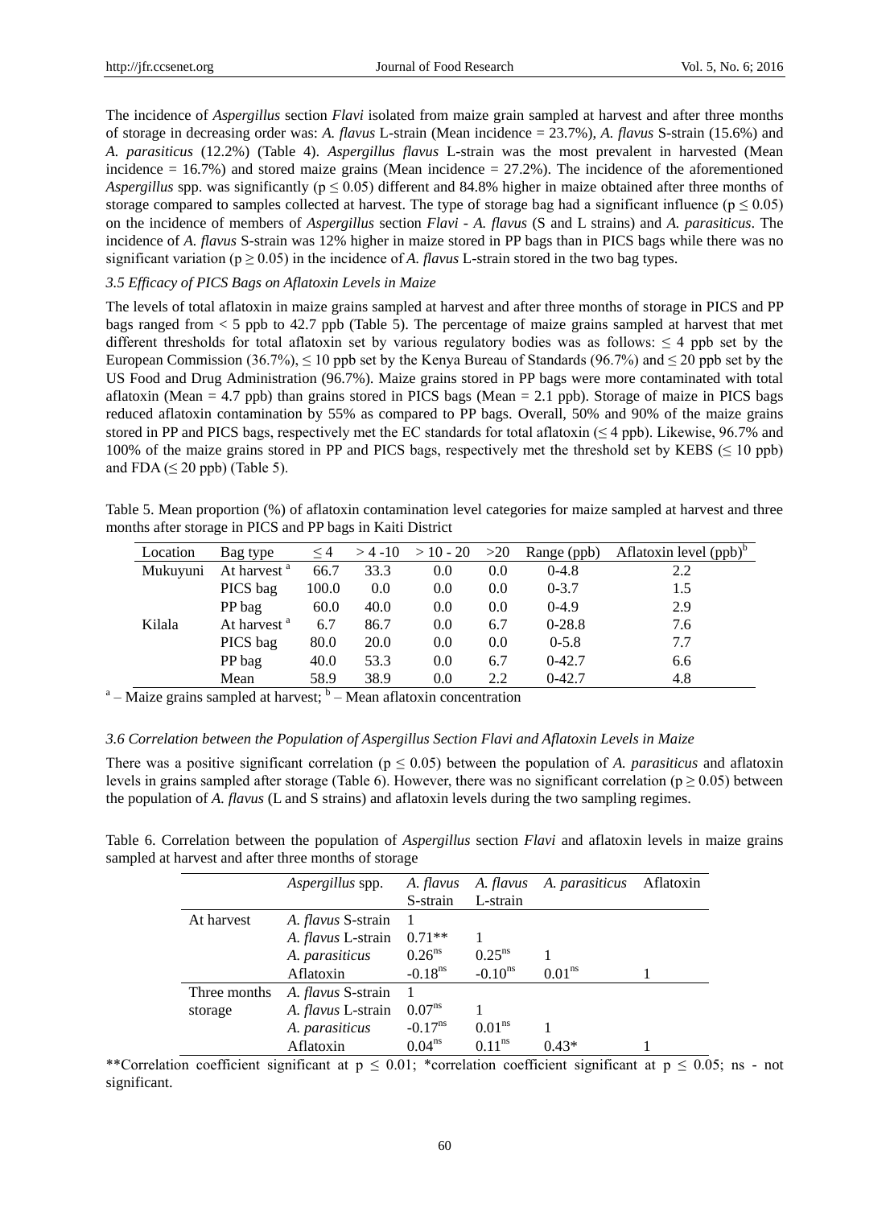The incidence of *Aspergillus* section *Flavi* isolated from maize grain sampled at harvest and after three months of storage in decreasing order was: *A. flavus* L-strain (Mean incidence = 23.7%), *A. flavus* S-strain (15.6%) and *A. parasiticus* (12.2%) (Table 4). *Aspergillus flavus* L-strain was the most prevalent in harvested (Mean incidence = 16.7%) and stored maize grains (Mean incidence = 27.2%). The incidence of the aforementioned *Aspergillus* spp. was significantly ($p \leq 0.05$) different and 84.8% higher in maize obtained after three months of storage compared to samples collected at harvest. The type of storage bag had a significant influence ($p \leq 0.05$) on the incidence of members of *Aspergillus* section *Flavi* - *A. flavus* (S and L strains) and *A. parasiticus*. The incidence of *A. flavus* S-strain was 12% higher in maize stored in PP bags than in PICS bags while there was no significant variation ($p \geq 0.05$) in the incidence of *A. flavus* L-strain stored in the two bag types.

### 3.5 Efficacy of PICS Bags on Aflatoxin Levels in Maize

The levels of total aflatoxin in maize grains sampled at harvest and after three months of storage in PICS and PP bags ranged from < 5 ppb to 42.7 ppb (Table 5). The percentage of maize grains sampled at harvest that met different thresholds for total aflatoxin set by various regulatory bodies was as follows: ≤ 4 ppb set by the European Commission (36.7%), ≤ 10 ppb set by the Kenya Bureau of Standards (96.7%) and ≤ 20 ppb set by the US Food and Drug Administration (96.7%). Maize grains stored in PP bags were more contaminated with total aflatoxin (Mean = 4.7 ppb) than grains stored in PICS bags (Mean = 2.1 ppb). Storage of maize in PICS bags reduced aflatoxin contamination by 55% as compared to PP bags. Overall, 50% and 90% of the maize grains stored in PP and PICS bags, respectively met the EC standards for total aflatoxin (≤ 4 ppb). Likewise, 96.7% and 100% of the maize grains stored in PP and PICS bags, respectively met the threshold set by KEBS (≤ 10 ppb) and FDA (≤ 20 ppb) (Table 5).

Table 5. Mean proportion (%) of aflatoxin contamination level categories for maize sampled at harvest and three months after storage in PICS and PP bags in Kaiti District

| Location | Bag type | ≤ 4 | > 4 -10 | > 10 - 20 | >20 | Range (ppb) | Aflatoxin level (ppb)[b] |
|---|---|---|---|---|---|---|---|
| Mukuyuni | At harvest [a] | 66.7 | 33.3 | 0.0 | 0.0 | 0-4.8 | 2.2 |
| | PICS bag | 100.0 | 0.0 | 0.0 | 0.0 | 0-3.7 | 1.5 |
| | PP bag | 60.0 | 40.0 | 0.0 | 0.0 | 0-4.9 | 2.9 |
| Kilala | At harvest [a] | 6.7 | 86.7 | 0.0 | 6.7 | 0-28.8 | 7.6 |
| | PICS bag | 80.0 | 20.0 | 0.0 | 0.0 | 0-5.8 | 7.7 |
| | PP bag | 40.0 | 53.3 | 0.0 | 6.7 | 0-42.7 | 6.6 |
| | Mean | 58.9 | 38.9 | 0.0 | 2.2 | 0-42.7 | 4.8 |

[a] – Maize grains sampled at harvest; [b] – Mean aflatoxin concentration

### 3.6 Correlation between the Population of Aspergillus Section Flavi and Aflatoxin Levels in Maize

There was a positive significant correlation ($p \leq 0.05$) between the population of *A. parasiticus* and aflatoxin levels in grains sampled after storage (Table 6). However, there was no significant correlation ($p \geq 0.05$) between the population of *A. flavus* (L and S strains) and aflatoxin levels during the two sampling regimes.

Table 6. Correlation between the population of *Aspergillus* section *Flavi* and aflatoxin levels in maize grains sampled at harvest and after three months of storage

| | *Aspergillus* spp. | *A. flavus* S-strain | *A. flavus* L-strain | *A. parasiticus* | Aflatoxin |
|---|---|---|---|---|---|
| At harvest | *A. flavus* S-strain | 1 | | | |
| | *A. flavus* L-strain | 0.71** | 1 | | |
| | *A. parasiticus* | $0.26^{ns}$ | $0.25^{ns}$ | 1 | |
| | Aflatoxin | $-0.18^{ns}$ | $-0.10^{ns}$ | $0.01^{ns}$ | 1 |
| Three months storage | *A. flavus* S-strain | 1 | | | |
| | *A. flavus* L-strain | $0.07^{ns}$ | 1 | | |
| | *A. parasiticus* | $-0.17^{ns}$ | $0.01^{ns}$ | 1 | |
| | Aflatoxin | $0.04^{ns}$ | $0.11^{ns}$ | 0.43* | 1 |

**Correlation coefficient significant at $p \leq 0.01$; *correlation coefficient significant at $p \leq 0.05$; ns - not significant.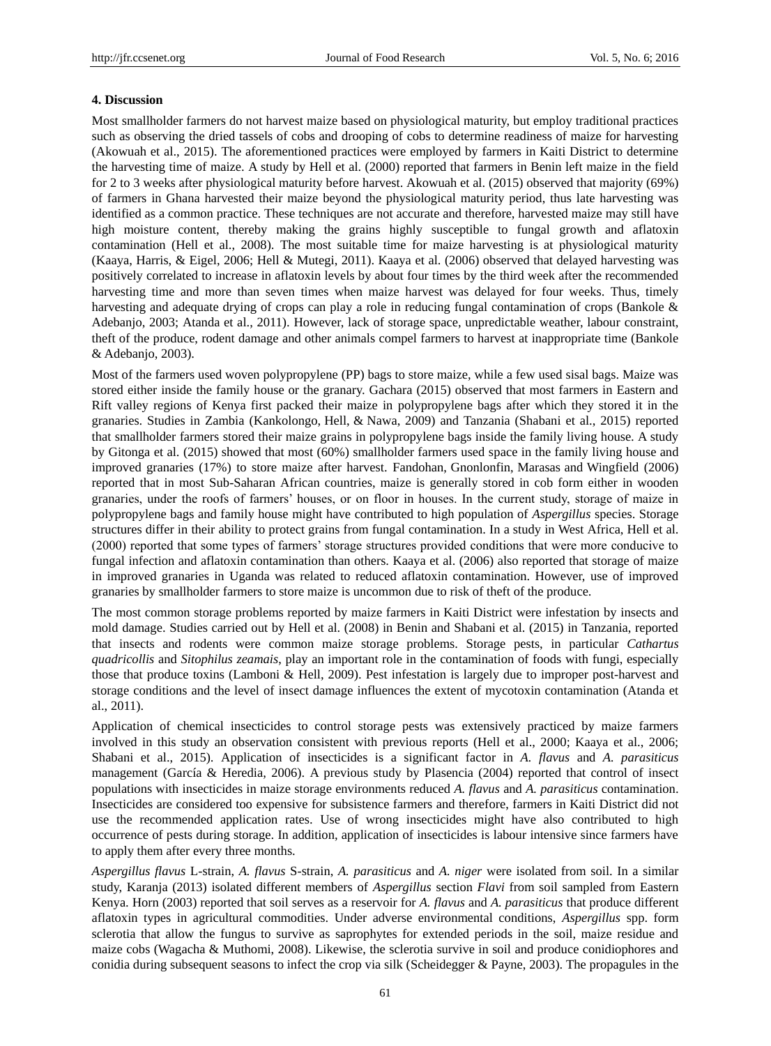#### 4. Discussion

Most smallholder farmers do not harvest maize based on physiological maturity, but employ traditional practices such as observing the dried tassels of cobs and drooping of cobs to determine readiness of maize for harvesting (Akowuah et al., 2015). The aforementioned practices were employed by farmers in Kaiti District to determine the harvesting time of maize. A study by Hell et al. (2000) reported that farmers in Benin left maize in the field for 2 to 3 weeks after physiological maturity before harvest. Akowuah et al. (2015) observed that majority (69%) of farmers in Ghana harvested their maize beyond the physiological maturity period, thus late harvesting was identified as a common practice. These techniques are not accurate and therefore, harvested maize may still have high moisture content, thereby making the grains highly susceptible to fungal growth and aflatoxin contamination (Hell et al., 2008). The most suitable time for maize harvesting is at physiological maturity (Kaaya, Harris, & Eigel, 2006; Hell & Mutegi, 2011). Kaaya et al. (2006) observed that delayed harvesting was positively correlated to increase in aflatoxin levels by about four times by the third week after the recommended harvesting time and more than seven times when maize harvest was delayed for four weeks. Thus, timely harvesting and adequate drying of crops can play a role in reducing fungal contamination of crops (Bankole & Adebanjo, 2003; Atanda et al., 2011). However, lack of storage space, unpredictable weather, labour constraint, theft of the produce, rodent damage and other animals compel farmers to harvest at inappropriate time (Bankole & Adebanjo, 2003).

Most of the farmers used woven polypropylene (PP) bags to store maize, while a few used sisal bags. Maize was stored either inside the family house or the granary. Gachara (2015) observed that most farmers in Eastern and Rift valley regions of Kenya first packed their maize in polypropylene bags after which they stored it in the granaries. Studies in Zambia (Kankolongo, Hell, & Nawa, 2009) and Tanzania (Shabani et al., 2015) reported that smallholder farmers stored their maize grains in polypropylene bags inside the family living house. A study by Gitonga et al. (2015) showed that most (60%) smallholder farmers used space in the family living house and improved granaries (17%) to store maize after harvest. Fandohan, Gnonlonfin, Marasas and Wingfield (2006) reported that in most Sub-Saharan African countries, maize is generally stored in cob form either in wooden granaries, under the roofs of farmers' houses, or on floor in houses. In the current study, storage of maize in polypropylene bags and family house might have contributed to high population of *Aspergillus* species. Storage structures differ in their ability to protect grains from fungal contamination. In a study in West Africa, Hell et al. (2000) reported that some types of farmers' storage structures provided conditions that were more conducive to fungal infection and aflatoxin contamination than others. Kaaya et al. (2006) also reported that storage of maize in improved granaries in Uganda was related to reduced aflatoxin contamination. However, use of improved granaries by smallholder farmers to store maize is uncommon due to risk of theft of the produce.

The most common storage problems reported by maize farmers in Kaiti District were infestation by insects and mold damage. Studies carried out by Hell et al. (2008) in Benin and Shabani et al. (2015) in Tanzania, reported that insects and rodents were common maize storage problems. Storage pests, in particular *Cathartus quadricollis* and *Sitophilus zeamais*, play an important role in the contamination of foods with fungi, especially those that produce toxins (Lamboni & Hell, 2009). Pest infestation is largely due to improper post-harvest and storage conditions and the level of insect damage influences the extent of mycotoxin contamination (Atanda et al., 2011).

Application of chemical insecticides to control storage pests was extensively practiced by maize farmers involved in this study an observation consistent with previous reports (Hell et al., 2000; Kaaya et al., 2006; Shabani et al., 2015). Application of insecticides is a significant factor in *A. flavus* and *A. parasiticus* management (García & Heredia, 2006). A previous study by Plasencia (2004) reported that control of insect populations with insecticides in maize storage environments reduced *A. flavus* and *A. parasiticus* contamination. Insecticides are considered too expensive for subsistence farmers and therefore, farmers in Kaiti District did not use the recommended application rates. Use of wrong insecticides might have also contributed to high occurrence of pests during storage. In addition, application of insecticides is labour intensive since farmers have to apply them after every three months.

*Aspergillus flavus* L-strain, *A. flavus* S-strain, *A. parasiticus* and *A. niger* were isolated from soil. In a similar study, Karanja (2013) isolated different members of *Aspergillus* section *Flavi* from soil sampled from Eastern Kenya. Horn (2003) reported that soil serves as a reservoir for *A. flavus* and *A. parasiticus* that produce different aflatoxin types in agricultural commodities. Under adverse environmental conditions, *Aspergillus* spp. form sclerotia that allow the fungus to survive as saprophytes for extended periods in the soil, maize residue and maize cobs (Wagacha & Muthomi, 2008). Likewise, the sclerotia survive in soil and produce conidiophores and conidia during subsequent seasons to infect the crop via silk (Scheidegger & Payne, 2003). The propagules in the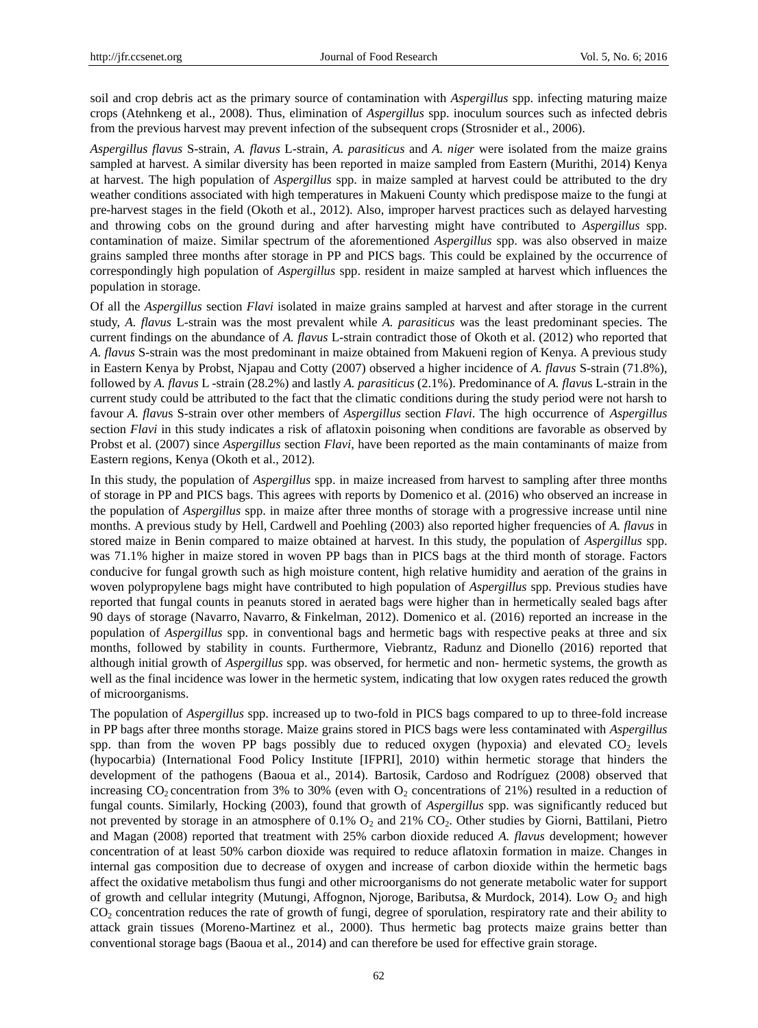soil and crop debris act as the primary source of contamination with *Aspergillus* spp. infecting maturing maize crops (Atehnkeng et al., 2008). Thus, elimination of *Aspergillus* spp. inoculum sources such as infected debris from the previous harvest may prevent infection of the subsequent crops (Strosnider et al., 2006).

*Aspergillus flavus* S-strain, *A. flavus* L-strain, *A. parasiticus* and *A. niger* were isolated from the maize grains sampled at harvest. A similar diversity has been reported in maize sampled from Eastern (Murithi, 2014) Kenya at harvest. The high population of *Aspergillus* spp. in maize sampled at harvest could be attributed to the dry weather conditions associated with high temperatures in Makueni County which predispose maize to the fungi at pre-harvest stages in the field (Okoth et al., 2012). Also, improper harvest practices such as delayed harvesting and throwing cobs on the ground during and after harvesting might have contributed to *Aspergillus* spp. contamination of maize. Similar spectrum of the aforementioned *Aspergillus* spp. was also observed in maize grains sampled three months after storage in PP and PICS bags. This could be explained by the occurrence of correspondingly high population of *Aspergillus* spp. resident in maize sampled at harvest which influences the population in storage.

Of all the *Aspergillus* section *Flavi* isolated in maize grains sampled at harvest and after storage in the current study, *A. flavus* L-strain was the most prevalent while *A. parasiticus* was the least predominant species. The current findings on the abundance of *A. flavus* L-strain contradict those of Okoth et al. (2012) who reported that *A. flavus* S-strain was the most predominant in maize obtained from Makueni region of Kenya. A previous study in Eastern Kenya by Probst, Njapau and Cotty (2007) observed a higher incidence of *A. flavus* S-strain (71.8%), followed by *A. flavus* L -strain (28.2%) and lastly *A. parasiticus* (2.1%). Predominance of *A. flavus* L-strain in the current study could be attributed to the fact that the climatic conditions during the study period were not harsh to favour *A. flavus* S-strain over other members of *Aspergillus* section *Flavi*. The high occurrence of *Aspergillus* section *Flavi* in this study indicates a risk of aflatoxin poisoning when conditions are favorable as observed by Probst et al. (2007) since *Aspergillus* section *Flavi*, have been reported as the main contaminants of maize from Eastern regions, Kenya (Okoth et al., 2012).

In this study, the population of *Aspergillus* spp. in maize increased from harvest to sampling after three months of storage in PP and PICS bags. This agrees with reports by Domenico et al. (2016) who observed an increase in the population of *Aspergillus* spp. in maize after three months of storage with a progressive increase until nine months. A previous study by Hell, Cardwell and Poehling (2003) also reported higher frequencies of *A. flavus* in stored maize in Benin compared to maize obtained at harvest. In this study, the population of *Aspergillus* spp. was 71.1% higher in maize stored in woven PP bags than in PICS bags at the third month of storage. Factors conducive for fungal growth such as high moisture content, high relative humidity and aeration of the grains in woven polypropylene bags might have contributed to high population of *Aspergillus* spp. Previous studies have reported that fungal counts in peanuts stored in aerated bags were higher than in hermetically sealed bags after 90 days of storage (Navarro, Navarro, & Finkelman, 2012). Domenico et al. (2016) reported an increase in the population of *Aspergillus* spp. in conventional bags and hermetic bags with respective peaks at three and six months, followed by stability in counts. Furthermore, Viebrantz, Radunz and Dionello (2016) reported that although initial growth of *Aspergillus* spp. was observed, for hermetic and non- hermetic systems, the growth as well as the final incidence was lower in the hermetic system, indicating that low oxygen rates reduced the growth of microorganisms.

The population of *Aspergillus* spp. increased up to two-fold in PICS bags compared to up to three-fold increase in PP bags after three months storage. Maize grains stored in PICS bags were less contaminated with *Aspergillus* spp. than from the woven PP bags possibly due to reduced oxygen (hypoxia) and elevated $CO_2$ levels (hypocarbia) (International Food Policy Institute [IFPRI], 2010) within hermetic storage that hinders the development of the pathogens (Baoua et al., 2014). Bartosik, Cardoso and Rodríguez (2008) observed that increasing $CO_2$ concentration from 3% to 30% (even with $O_2$ concentrations of 21%) resulted in a reduction of fungal counts. Similarly, Hocking (2003), found that growth of *Aspergillus* spp. was significantly reduced but not prevented by storage in an atmosphere of 0.1% $O_2$ and 21% $CO_2$. Other studies by Giorni, Battilani, Pietro and Magan (2008) reported that treatment with 25% carbon dioxide reduced *A. flavus* development; however concentration of at least 50% carbon dioxide was required to reduce aflatoxin formation in maize. Changes in internal gas composition due to decrease of oxygen and increase of carbon dioxide within the hermetic bags affect the oxidative metabolism thus fungi and other microorganisms do not generate metabolic water for support of growth and cellular integrity (Mutungi, Affognon, Njoroge, Baributsa, & Murdock, 2014). Low $O_2$ and high $CO_2$ concentration reduces the rate of growth of fungi, degree of sporulation, respiratory rate and their ability to attack grain tissues (Moreno-Martinez et al., 2000). Thus hermetic bag protects maize grains better than conventional storage bags (Baoua et al., 2014) and can therefore be used for effective grain storage.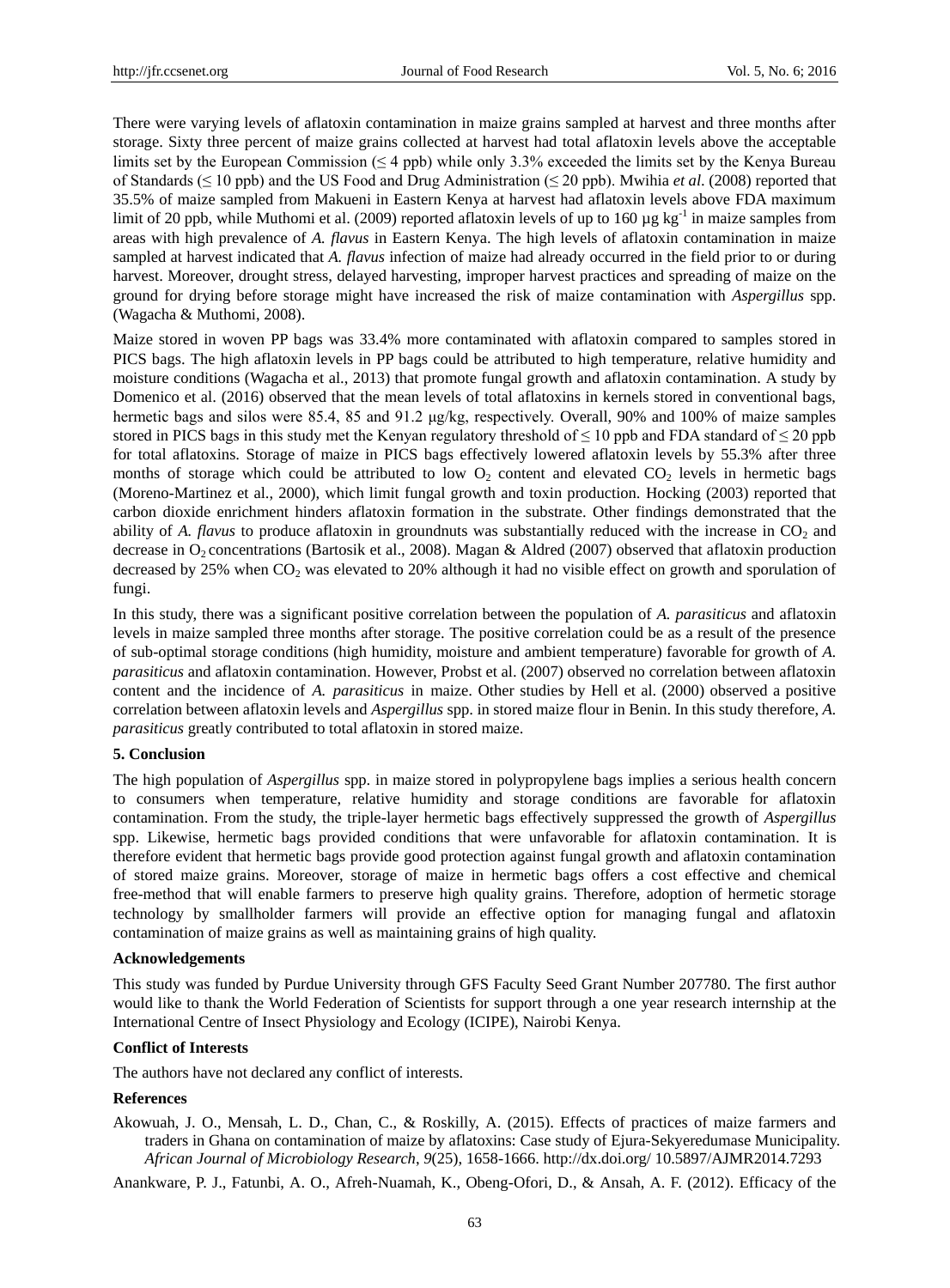There were varying levels of aflatoxin contamination in maize grains sampled at harvest and three months after storage. Sixty three percent of maize grains collected at harvest had total aflatoxin levels above the acceptable limits set by the European Commission (≤ 4 ppb) while only 3.3% exceeded the limits set by the Kenya Bureau of Standards (≤ 10 ppb) and the US Food and Drug Administration (≤ 20 ppb). Mwihia *et al.* (2008) reported that 35.5% of maize sampled from Makueni in Eastern Kenya at harvest had aflatoxin levels above FDA maximum limit of 20 ppb, while Muthomi et al. (2009) reported aflatoxin levels of up to 160 µg $kg^{-1}$ in maize samples from areas with high prevalence of *A. flavus* in Eastern Kenya. The high levels of aflatoxin contamination in maize sampled at harvest indicated that *A. flavus* infection of maize had already occurred in the field prior to or during harvest. Moreover, drought stress, delayed harvesting, improper harvest practices and spreading of maize on the ground for drying before storage might have increased the risk of maize contamination with *Aspergillus* spp. (Wagacha & Muthomi, 2008).

Maize stored in woven PP bags was 33.4% more contaminated with aflatoxin compared to samples stored in PICS bags. The high aflatoxin levels in PP bags could be attributed to high temperature, relative humidity and moisture conditions (Wagacha et al., 2013) that promote fungal growth and aflatoxin contamination. A study by Domenico et al. (2016) observed that the mean levels of total aflatoxins in kernels stored in conventional bags, hermetic bags and silos were 85.4, 85 and 91.2 µg/kg, respectively. Overall, 90% and 100% of maize samples stored in PICS bags in this study met the Kenyan regulatory threshold of ≤ 10 ppb and FDA standard of ≤ 20 ppb for total aflatoxins. Storage of maize in PICS bags effectively lowered aflatoxin levels by 55.3% after three months of storage which could be attributed to low $O_2$ content and elevated $CO_2$ levels in hermetic bags (Moreno-Martinez et al., 2000), which limit fungal growth and toxin production. Hocking (2003) reported that carbon dioxide enrichment hinders aflatoxin formation in the substrate. Other findings demonstrated that the ability of *A. flavus* to produce aflatoxin in groundnuts was substantially reduced with the increase in $CO_2$ and decrease in $O_2$ concentrations (Bartosik et al., 2008). Magan & Aldred (2007) observed that aflatoxin production decreased by 25% when $CO_2$ was elevated to 20% although it had no visible effect on growth and sporulation of fungi.

In this study, there was a significant positive correlation between the population of *A. parasiticus* and aflatoxin levels in maize sampled three months after storage. The positive correlation could be as a result of the presence of sub-optimal storage conditions (high humidity, moisture and ambient temperature) favorable for growth of *A. parasiticus* and aflatoxin contamination. However, Probst et al. (2007) observed no correlation between aflatoxin content and the incidence of *A. parasiticus* in maize. Other studies by Hell et al. (2000) observed a positive correlation between aflatoxin levels and *Aspergillus* spp. in stored maize flour in Benin. In this study therefore, *A. parasiticus* greatly contributed to total aflatoxin in stored maize.

## 5. Conclusion

The high population of *Aspergillus* spp. in maize stored in polypropylene bags implies a serious health concern to consumers when temperature, relative humidity and storage conditions are favorable for aflatoxin contamination. From the study, the triple-layer hermetic bags effectively suppressed the growth of *Aspergillus* spp. Likewise, hermetic bags provided conditions that were unfavorable for aflatoxin contamination. It is therefore evident that hermetic bags provide good protection against fungal growth and aflatoxin contamination of stored maize grains. Moreover, storage of maize in hermetic bags offers a cost effective and chemical free-method that will enable farmers to preserve high quality grains. Therefore, adoption of hermetic storage technology by smallholder farmers will provide an effective option for managing fungal and aflatoxin contamination of maize grains as well as maintaining grains of high quality.

## Acknowledgements

This study was funded by Purdue University through GFS Faculty Seed Grant Number 207780. The first author would like to thank the World Federation of Scientists for support through a one year research internship at the International Centre of Insect Physiology and Ecology (ICIPE), Nairobi Kenya.

## Conflict of Interests

The authors have not declared any conflict of interests.

## References

Akowuah, J. O., Mensah, L. D., Chan, C., & Roskilly, A. (2015). Effects of practices of maize farmers and traders in Ghana on contamination of maize by aflatoxins: Case study of Ejura-Sekyeredumase Municipality. *African Journal of Microbiology Research*, *9*(25), 1658-1666. http://dx.doi.org/ 10.5897/AJMR2014.7293

Anankware, P. J., Fatunbi, A. O., Afreh-Nuamah, K., Obeng-Ofori, D., & Ansah, A. F. (2012). Efficacy of the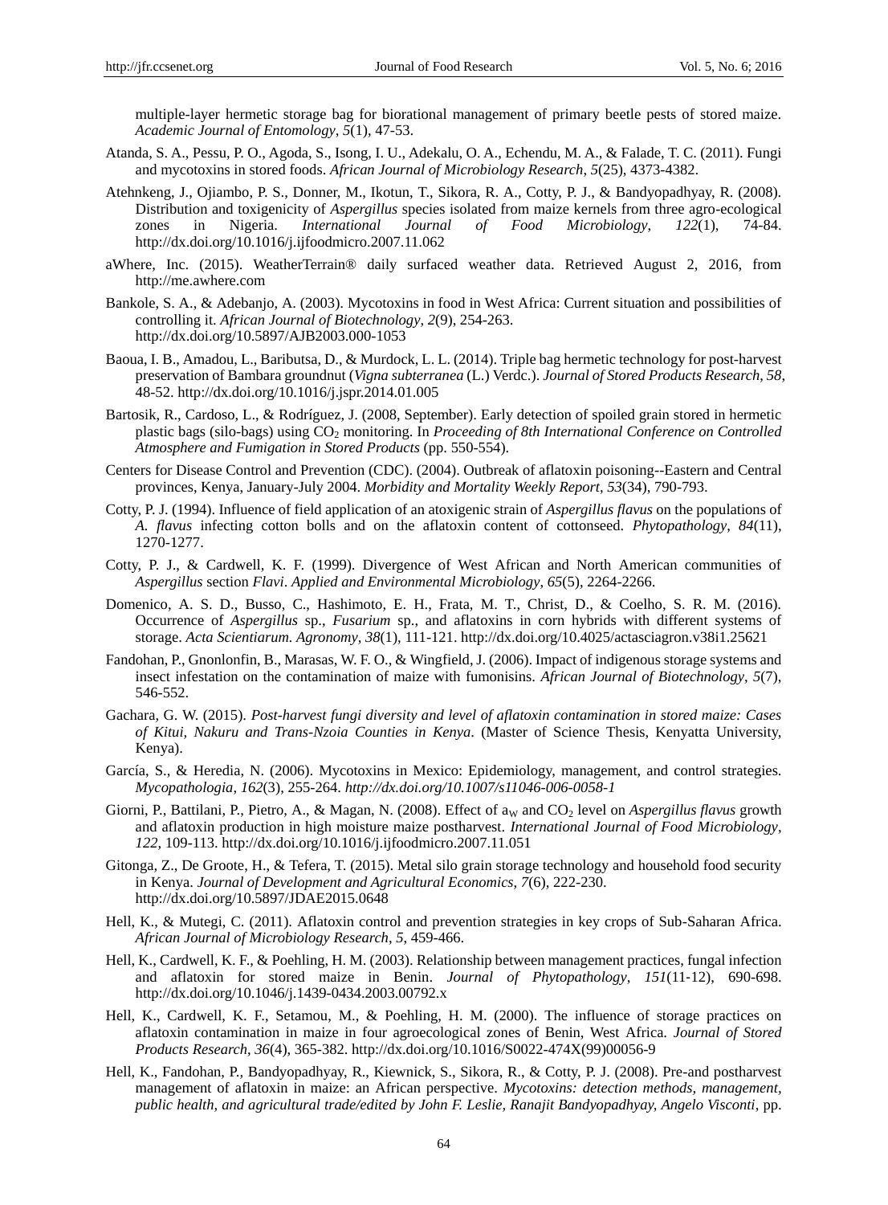multiple-layer hermetic storage bag for biorational management of primary beetle pests of stored maize. *Academic Journal of Entomology*, *5*(1), 47-53.

Atanda, S. A., Pessu, P. O., Agoda, S., Isong, I. U., Adekalu, O. A., Echendu, M. A., & Falade, T. C. (2011). Fungi and mycotoxins in stored foods. *African Journal of Microbiology Research*, *5*(25), 4373-4382.

Atehnkeng, J., Ojiambo, P. S., Donner, M., Ikotun, T., Sikora, R. A., Cotty, P. J., & Bandyopadhyay, R. (2008). Distribution and toxigenicity of *Aspergillus* species isolated from maize kernels from three agro-ecological zones in Nigeria. *International Journal of Food Microbiology*, *122*(1), 74-84. http://dx.doi.org/10.1016/j.ijfoodmicro.2007.11.062

aWhere, Inc. (2015). WeatherTerrain® daily surfaced weather data. Retrieved August 2, 2016, from http://me.awhere.com

Bankole, S. A., & Adebanjo, A. (2003). Mycotoxins in food in West Africa: Current situation and possibilities of controlling it. *African Journal of Biotechnology*, *2*(9), 254-263. http://dx.doi.org/10.5897/AJB2003.000-1053

Baoua, I. B., Amadou, L., Baributsa, D., & Murdock, L. L. (2014). Triple bag hermetic technology for post-harvest preservation of Bambara groundnut (*Vigna subterranea* (L.) Verdc.). *Journal of Stored Products Research*, *58*, 48-52. http://dx.doi.org/10.1016/j.jspr.2014.01.005

Bartosik, R., Cardoso, L., & Rodríguez, J. (2008, September). Early detection of spoiled grain stored in hermetic plastic bags (silo-bags) using $CO_2$ monitoring. In *Proceeding of 8th International Conference on Controlled Atmosphere and Fumigation in Stored Products* (pp. 550-554).

Centers for Disease Control and Prevention (CDC). (2004). Outbreak of aflatoxin poisoning--Eastern and Central provinces, Kenya, January-July 2004. *Morbidity and Mortality Weekly Report*, *53*(34), 790-793.

Cotty, P. J. (1994). Influence of field application of an atoxigenic strain of *Aspergillus flavus* on the populations of *A. flavus* infecting cotton bolls and on the aflatoxin content of cottonseed. *Phytopathology*, *84*(11), 1270-1277.

Cotty, P. J., & Cardwell, K. F. (1999). Divergence of West African and North American communities of *Aspergillus* section *Flavi*. *Applied and Environmental Microbiology*, *65*(5), 2264-2266.

Domenico, A. S. D., Busso, C., Hashimoto, E. H., Frata, M. T., Christ, D., & Coelho, S. R. M. (2016). Occurrence of *Aspergillus* sp., *Fusarium* sp., and aflatoxins in corn hybrids with different systems of storage. *Acta Scientiarum. Agronomy*, *38*(1), 111-121. http://dx.doi.org/10.4025/actasciagron.v38i1.25621

Fandohan, P., Gnonlonfin, B., Marasas, W. F. O., & Wingfield, J. (2006). Impact of indigenous storage systems and insect infestation on the contamination of maize with fumonisins. *African Journal of Biotechnology*, *5*(7), 546-552.

Gachara, G. W. (2015). *Post-harvest fungi diversity and level of aflatoxin contamination in stored maize: Cases of Kitui, Nakuru and Trans-Nzoia Counties in Kenya*. (Master of Science Thesis, Kenyatta University, Kenya).

García, S., & Heredia, N. (2006). Mycotoxins in Mexico: Epidemiology, management, and control strategies. *Mycopathologia*, *162*(3), 255-264. *http://dx.doi.org/10.1007/s11046-006-0058-1*

Giorni, P., Battilani, P., Pietro, A., & Magan, N. (2008). Effect of $a_W$ and $CO_2$ level on *Aspergillus flavus* growth and aflatoxin production in high moisture maize postharvest. *International Journal of Food Microbiology*, *122*, 109-113. http://dx.doi.org/10.1016/j.ijfoodmicro.2007.11.051

Gitonga, Z., De Groote, H., & Tefera, T. (2015). Metal silo grain storage technology and household food security in Kenya. *Journal of Development and Agricultural Economics*, *7*(6), 222-230. http://dx.doi.org/10.5897/JDAE2015.0648

Hell, K., & Mutegi, C. (2011). Aflatoxin control and prevention strategies in key crops of Sub-Saharan Africa. *African Journal of Microbiology Research*, *5*, 459-466.

Hell, K., Cardwell, K. F., & Poehling, H. M. (2003). Relationship between management practices, fungal infection and aflatoxin for stored maize in Benin. *Journal of Phytopathology*, *151*(11-12), 690-698. http://dx.doi.org/10.1046/j.1439-0434.2003.00792.x

Hell, K., Cardwell, K. F., Setamou, M., & Poehling, H. M. (2000). The influence of storage practices on aflatoxin contamination in maize in four agroecological zones of Benin, West Africa. *Journal of Stored Products Research*, *36*(4), 365-382. http://dx.doi.org/10.1016/S0022-474X(99)00056-9

Hell, K., Fandohan, P., Bandyopadhyay, R., Kiewnick, S., Sikora, R., & Cotty, P. J. (2008). Pre-and postharvest management of aflatoxin in maize: an African perspective. *Mycotoxins: detection methods, management, public health, and agricultural trade/edited by John F. Leslie, Ranajit Bandyopadhyay, Angelo Visconti*, pp.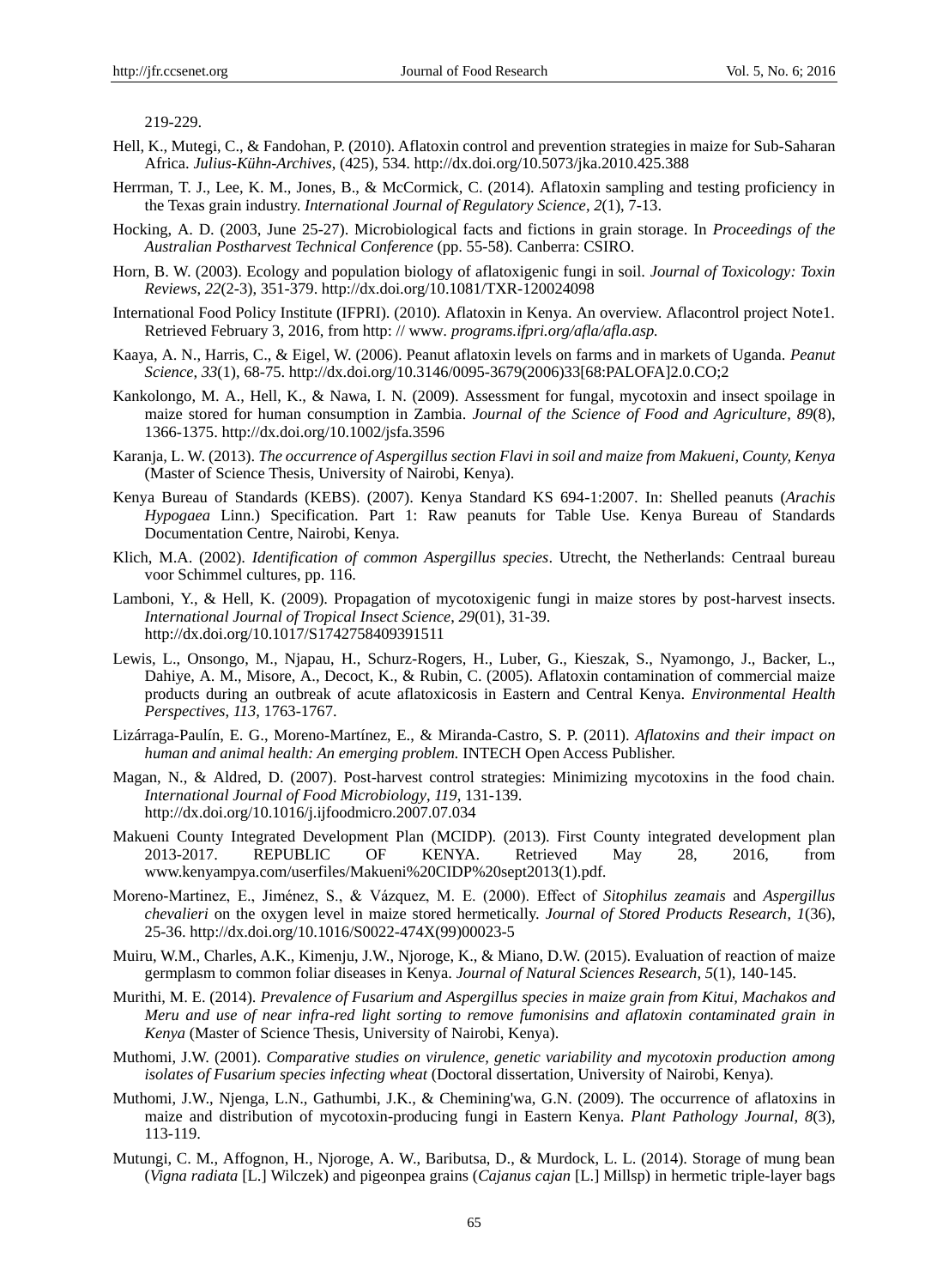219-229.

Hell, K., Mutegi, C., & Fandohan, P. (2010). Aflatoxin control and prevention strategies in maize for Sub-Saharan Africa. *Julius-Kühn-Archives*, (425), 534. http://dx.doi.org/10.5073/jka.2010.425.388

Herrman, T. J., Lee, K. M., Jones, B., & McCormick, C. (2014). Aflatoxin sampling and testing proficiency in the Texas grain industry. *International Journal of Regulatory Science*, *2*(1), 7-13.

Hocking, A. D. (2003, June 25-27). Microbiological facts and fictions in grain storage. In *Proceedings of the Australian Postharvest Technical Conference* (pp. 55-58). Canberra: CSIRO.

Horn, B. W. (2003). Ecology and population biology of aflatoxigenic fungi in soil. *Journal of Toxicology: Toxin Reviews*, *22*(2-3), 351-379. http://dx.doi.org/10.1081/TXR-120024098

International Food Policy Institute (IFPRI). (2010). Aflatoxin in Kenya. An overview. Aflacontrol project Note1. Retrieved February 3, 2016, from http: // www. *programs.ifpri.org/afla/afla.asp.*

Kaaya, A. N., Harris, C., & Eigel, W. (2006). Peanut aflatoxin levels on farms and in markets of Uganda. *Peanut Science*, *33*(1), 68-75. http://dx.doi.org/10.3146/0095-3679(2006)33[68:PALOFA]2.0.CO;2

Kankolongo, M. A., Hell, K., & Nawa, I. N. (2009). Assessment for fungal, mycotoxin and insect spoilage in maize stored for human consumption in Zambia. *Journal of the Science of Food and Agriculture*, *89*(8), 1366-1375. http://dx.doi.org/10.1002/jsfa.3596

Karanja, L. W. (2013). *The occurrence of Aspergillus section Flavi in soil and maize from Makueni, County, Kenya* (Master of Science Thesis, University of Nairobi, Kenya).

Kenya Bureau of Standards (KEBS). (2007). Kenya Standard KS 694-1:2007. In: Shelled peanuts (*Arachis Hypogaea* Linn.) Specification. Part 1: Raw peanuts for Table Use. Kenya Bureau of Standards Documentation Centre, Nairobi, Kenya.

Klich, M.A. (2002). *Identification of common Aspergillus species*. Utrecht, the Netherlands: Centraal bureau voor Schimmel cultures, pp. 116.

Lamboni, Y., & Hell, K. (2009). Propagation of mycotoxigenic fungi in maize stores by post-harvest insects. *International Journal of Tropical Insect Science*, *29*(01), 31-39. http://dx.doi.org/10.1017/S1742758409391511

Lewis, L., Onsongo, M., Njapau, H., Schurz-Rogers, H., Luber, G., Kieszak, S., Nyamongo, J., Backer, L., Dahiye, A. M., Misore, A., Decoct, K., & Rubin, C. (2005). Aflatoxin contamination of commercial maize products during an outbreak of acute aflatoxicosis in Eastern and Central Kenya. *Environmental Health Perspectives*, *113*, 1763-1767.

Lizárraga-Paulín, E. G., Moreno-Martínez, E., & Miranda-Castro, S. P. (2011). *Aflatoxins and their impact on human and animal health: An emerging problem.* INTECH Open Access Publisher.

Magan, N., & Aldred, D. (2007). Post-harvest control strategies: Minimizing mycotoxins in the food chain. *International Journal of Food Microbiology*, *119*, 131-139. http://dx.doi.org/10.1016/j.ijfoodmicro.2007.07.034

Makueni County Integrated Development Plan (MCIDP). (2013). First County integrated development plan 2013-2017. REPUBLIC OF KENYA. Retrieved May 28, 2016, from www.kenyampya.com/userfiles/Makueni%20CIDP%20sept2013(1).pdf.

Moreno-Martinez, E., Jiménez, S., & Vázquez, M. E. (2000). Effect of *Sitophilus zeamais* and *Aspergillus chevalieri* on the oxygen level in maize stored hermetically. *Journal of Stored Products Research*, *1*(36), 25-36. http://dx.doi.org/10.1016/S0022-474X(99)00023-5

Muiru, W.M., Charles, A.K., Kimenju, J.W., Njoroge, K., & Miano, D.W. (2015). Evaluation of reaction of maize germplasm to common foliar diseases in Kenya. *Journal of Natural Sciences Research, 5*(1), 140-145.

Murithi, M. E. (2014). *Prevalence of Fusarium and Aspergillus species in maize grain from Kitui, Machakos and Meru and use of near infra-red light sorting to remove fumonisins and aflatoxin contaminated grain in Kenya* (Master of Science Thesis, University of Nairobi, Kenya).

Muthomi, J.W. (2001). *Comparative studies on virulence, genetic variability and mycotoxin production among isolates of Fusarium species infecting wheat* (Doctoral dissertation, University of Nairobi, Kenya).

Muthomi, J.W., Njenga, L.N., Gathumbi, J.K., & Chemining'wa, G.N. (2009). The occurrence of aflatoxins in maize and distribution of mycotoxin-producing fungi in Eastern Kenya. *Plant Pathology Journal*, *8*(3), 113-119.

Mutungi, C. M., Affognon, H., Njoroge, A. W., Baributsa, D., & Murdock, L. L. (2014). Storage of mung bean (*Vigna radiata* [L.] Wilczek) and pigeonpea grains (*Cajanus cajan* [L.] Millsp) in hermetic triple-layer bags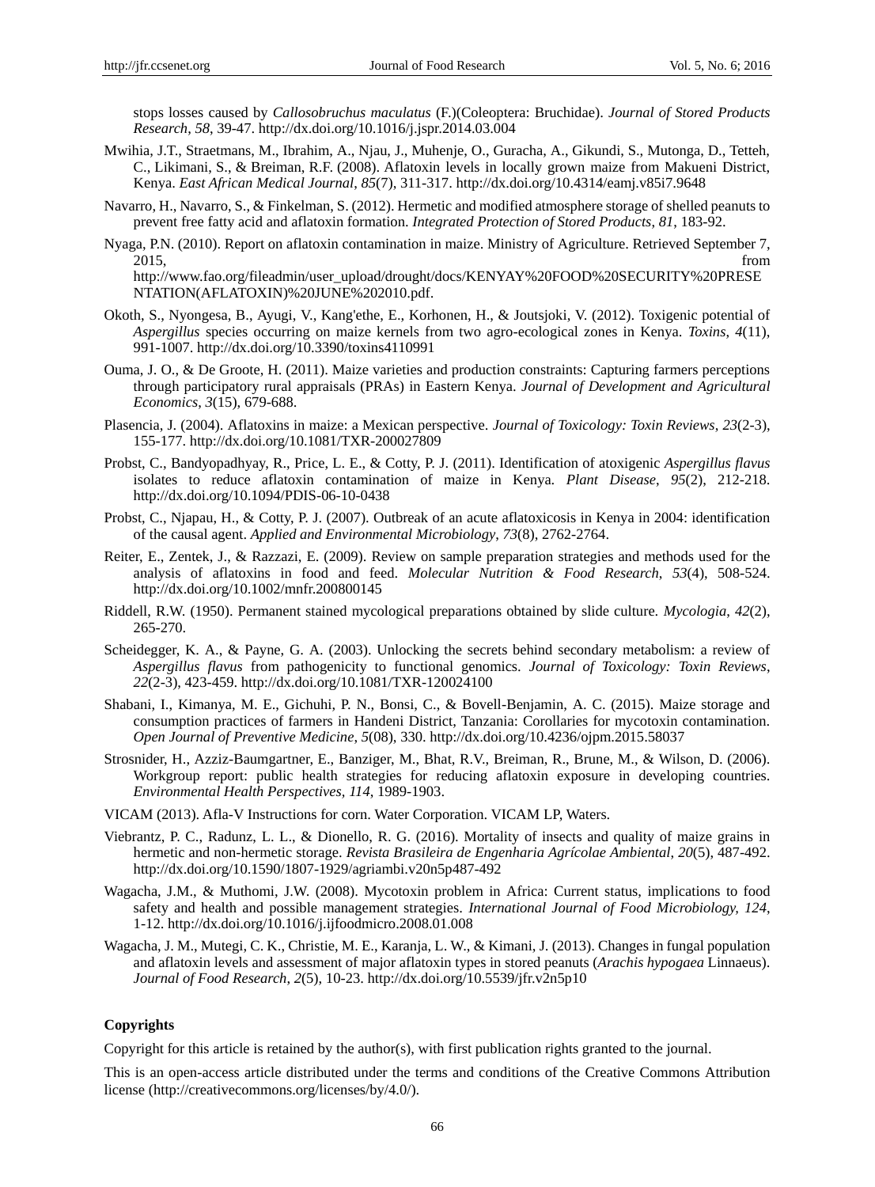stops losses caused by *Callosobruchus maculatus* (F.)(Coleoptera: Bruchidae). *Journal of Stored Products Research*, *58*, 39-47. http://dx.doi.org/10.1016/j.jspr.2014.03.004

Mwihia, J.T., Straetmans, M., Ibrahim, A., Njau, J., Muhenje, O., Guracha, A., Gikundi, S., Mutonga, D., Tetteh, C., Likimani, S., & Breiman, R.F. (2008). Aflatoxin levels in locally grown maize from Makueni District, Kenya. *East African Medical Journal*, *85*(7), 311-317. http://dx.doi.org/10.4314/eamj.v85i7.9648

Navarro, H., Navarro, S., & Finkelman, S. (2012). Hermetic and modified atmosphere storage of shelled peanuts to prevent free fatty acid and aflatoxin formation. *Integrated Protection of Stored Products*, *81*, 183-92.

Nyaga, P.N. (2010). Report on aflatoxin contamination in maize. Ministry of Agriculture. Retrieved September 7, 2015, from http://www.fao.org/fileadmin/user_upload/drought/docs/KENYAY%20FOOD%20SECURITY%20PRESENTATION(AFLATOXIN)%20JUNE%202010.pdf.

Okoth, S., Nyongesa, B., Ayugi, V., Kang'ethe, E., Korhonen, H., & Joutsjoki, V. (2012). Toxigenic potential of *Aspergillus* species occurring on maize kernels from two agro-ecological zones in Kenya. *Toxins*, *4*(11), 991-1007. http://dx.doi.org/10.3390/toxins4110991

Ouma, J. O., & De Groote, H. (2011). Maize varieties and production constraints: Capturing farmers perceptions through participatory rural appraisals (PRAs) in Eastern Kenya. *Journal of Development and Agricultural Economics*, *3*(15), 679-688.

Plasencia, J. (2004). Aflatoxins in maize: a Mexican perspective. *Journal of Toxicology: Toxin Reviews*, *23*(2-3), 155-177. http://dx.doi.org/10.1081/TXR-200027809

Probst, C., Bandyopadhyay, R., Price, L. E., & Cotty, P. J. (2011). Identification of atoxigenic *Aspergillus flavus* isolates to reduce aflatoxin contamination of maize in Kenya. *Plant Disease*, *95*(2), 212-218. http://dx.doi.org/10.1094/PDIS-06-10-0438

Probst, C., Njapau, H., & Cotty, P. J. (2007). Outbreak of an acute aflatoxicosis in Kenya in 2004: identification of the causal agent. *Applied and Environmental Microbiology*, *73*(8), 2762-2764.

Reiter, E., Zentek, J., & Razzazi, E. (2009). Review on sample preparation strategies and methods used for the analysis of aflatoxins in food and feed. *Molecular Nutrition & Food Research*, *53*(4), 508-524. http://dx.doi.org/10.1002/mnfr.200800145

Riddell, R.W. (1950). Permanent stained mycological preparations obtained by slide culture. *Mycologia*, *42*(2), 265-270.

Scheidegger, K. A., & Payne, G. A. (2003). Unlocking the secrets behind secondary metabolism: a review of *Aspergillus flavus* from pathogenicity to functional genomics. *Journal of Toxicology: Toxin Reviews*, *22*(2-3), 423-459. http://dx.doi.org/10.1081/TXR-120024100

Shabani, I., Kimanya, M. E., Gichuhi, P. N., Bonsi, C., & Bovell-Benjamin, A. C. (2015). Maize storage and consumption practices of farmers in Handeni District, Tanzania: Corollaries for mycotoxin contamination. *Open Journal of Preventive Medicine*, *5*(08), 330. http://dx.doi.org/10.4236/ojpm.2015.58037

Strosnider, H., Azziz-Baumgartner, E., Banziger, M., Bhat, R.V., Breiman, R., Brune, M., & Wilson, D. (2006). Workgroup report: public health strategies for reducing aflatoxin exposure in developing countries. *Environmental Health Perspectives*, *114*, 1989-1903.

VICAM (2013). Afla-V Instructions for corn. Water Corporation. VICAM LP, Waters.

Viebrantz, P. C., Radunz, L. L., & Dionello, R. G. (2016). Mortality of insects and quality of maize grains in hermetic and non-hermetic storage. *Revista Brasileira de Engenharia Agrícolae Ambiental*, *20*(5), 487-492. http://dx.doi.org/10.1590/1807-1929/agriambi.v20n5p487-492

Wagacha, J.M., & Muthomi, J.W. (2008). Mycotoxin problem in Africa: Current status, implications to food safety and health and possible management strategies. *International Journal of Food Microbiology, 124*, 1-12. http://dx.doi.org/10.1016/j.ijfoodmicro.2008.01.008

Wagacha, J. M., Mutegi, C. K., Christie, M. E., Karanja, L. W., & Kimani, J. (2013). Changes in fungal population and aflatoxin levels and assessment of major aflatoxin types in stored peanuts (*Arachis hypogaea* Linnaeus). *Journal of Food Research*, *2*(5), 10-23. http://dx.doi.org/10.5539/jfr.v2n5p10

## Copyrights

Copyright for this article is retained by the author(s), with first publication rights granted to the journal.

This is an open-access article distributed under the terms and conditions of the Creative Commons Attribution license (http://creativecommons.org/licenses/by/4.0/).